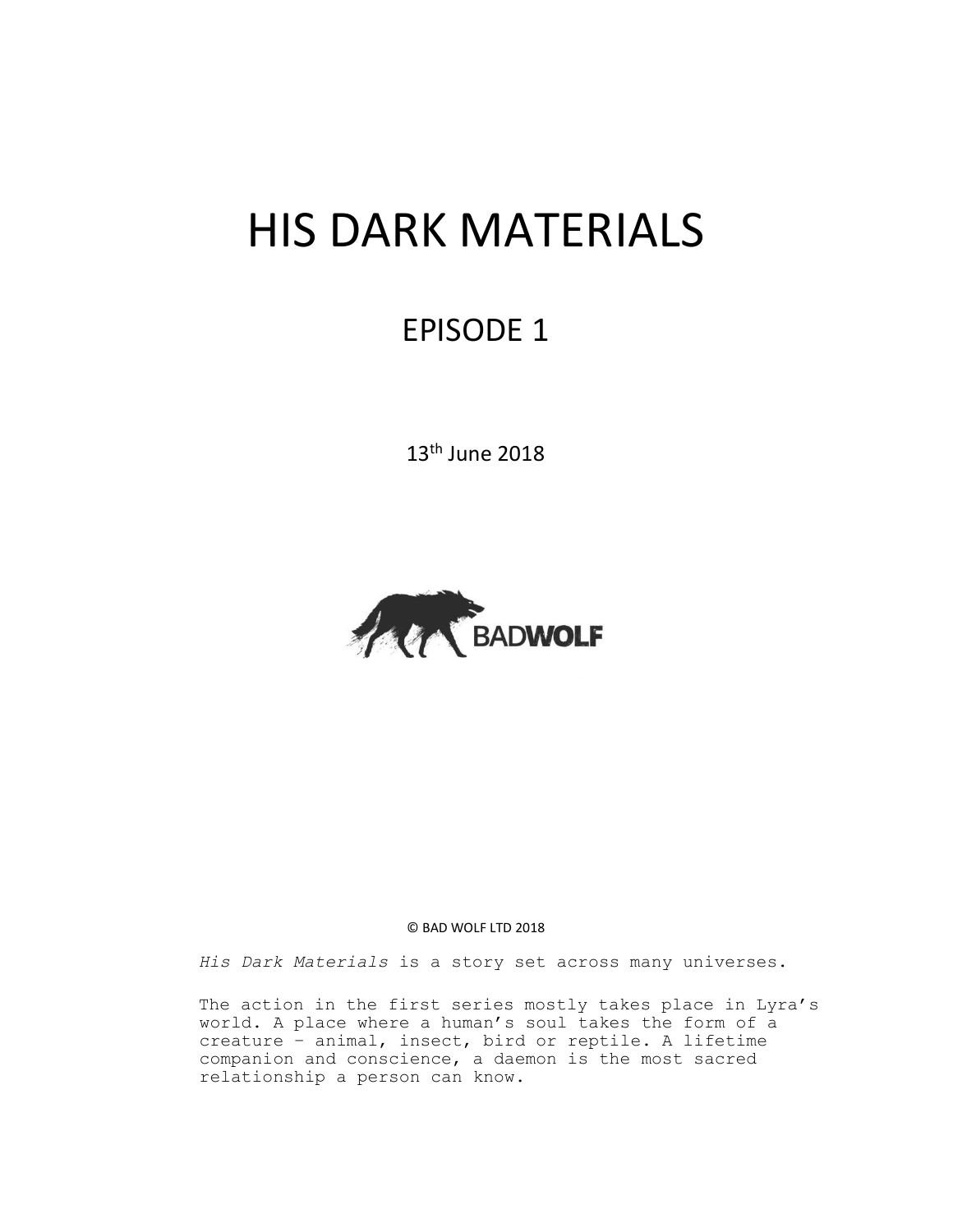# HIS DARK MATERIALS

## EPISODE 1

13th June 2018

BADWOLF

© BAD WOLF LTD 2018

*His Dark Materials* is a story set across many universes.

The action in the first series mostly takes place in Lyra's world. A place where a human's soul takes the form of a creature – animal, insect, bird or reptile. A lifetime companion and conscience, a daemon is the most sacred relationship a person can know.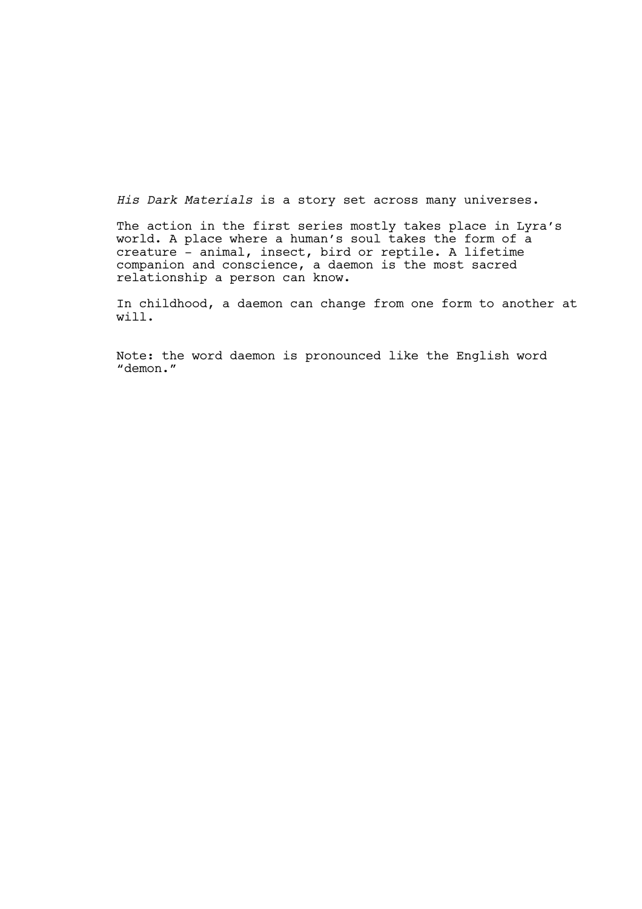*His Dark Materials* is a story set across many universes.

The action in the first series mostly takes place in Lyra's world. A place where a human's soul takes the form of a creature - animal, insect, bird or reptile. A lifetime companion and conscience, a daemon is the most sacred relationship a person can know.

In childhood, a daemon can change from one form to another at will.

Note: the word daemon is pronounced like the English word "demon."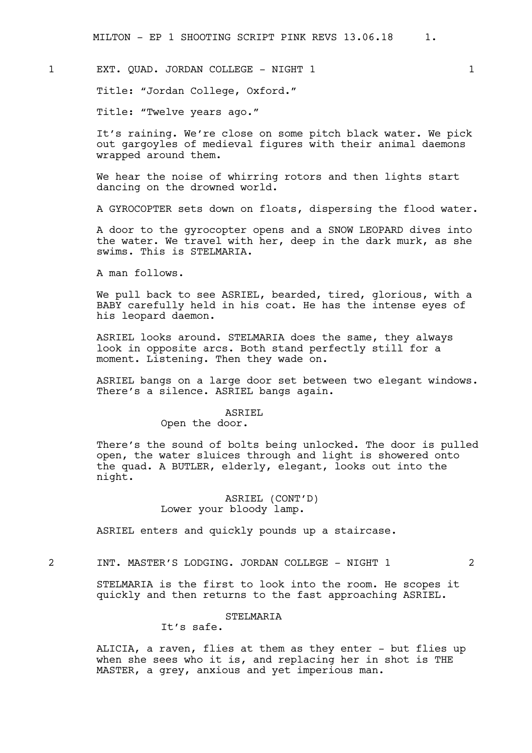1 EXT. QUAD. JORDAN COLLEGE - NIGHT 1 1

Title: "Jordan College, Oxford."

Title: "Twelve years ago."

It's raining. We're close on some pitch black water. We pick out gargoyles of medieval figures with their animal daemons wrapped around them.

We hear the noise of whirring rotors and then lights start dancing on the drowned world.

A GYROCOPTER sets down on floats, dispersing the flood water.

A door to the gyrocopter opens and a SNOW LEOPARD dives into the water. We travel with her, deep in the dark murk, as she swims. This is STELMARIA.

A man follows.

We pull back to see ASRIEL, bearded, tired, glorious, with a BABY carefully held in his coat. He has the intense eyes of his leopard daemon.

ASRIEL looks around. STELMARIA does the same, they always look in opposite arcs. Both stand perfectly still for a moment. Listening. Then they wade on.

ASRIEL bangs on a large door set between two elegant windows. There's a silence. ASRIEL bangs again.

ASRIEL
Open the door.

There's the sound of bolts being unlocked. The door is pulled open, the water sluices through and light is showered onto the quad. A BUTLER, elderly, elegant, looks out into the night.

ASRIEL (CONT'D)
Lower your bloody lamp.

ASRIEL enters and quickly pounds up a staircase.

2 INT. MASTER'S LODGING. JORDAN COLLEGE - NIGHT 1 2

STELMARIA is the first to look into the room. He scopes it quickly and then returns to the fast approaching ASRIEL.

STELMARIA
It's safe.

ALICIA, a raven, flies at them as they enter - but flies up when she sees who it is, and replacing her in shot is THE MASTER, a grey, anxious and yet imperious man.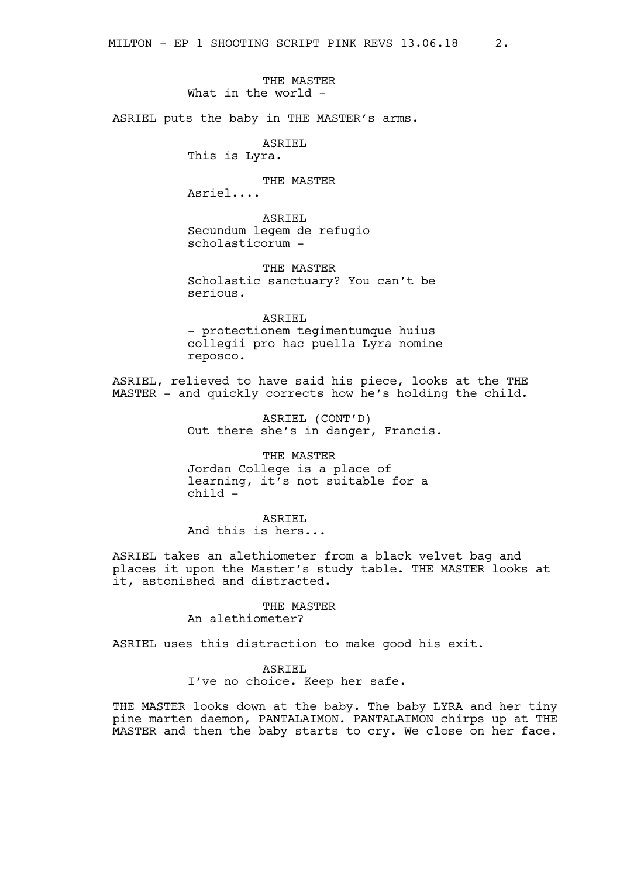THE MASTER
What in the world -

ASRIEL puts the baby in THE MASTER's arms.

ASRIEL
This is Lyra.

THE MASTER
Asriel....

ASRIEL
Secundum legem de refugio scholasticorum -

THE MASTER
Scholastic sanctuary? You can't be serious.

ASRIEL
- protectionem tegimentumque huius collegii pro hac puella Lyra nomine reposco.

ASRIEL, relieved to have said his piece, looks at the THE MASTER - and quickly corrects how he's holding the child.

ASRIEL (CONT'D)
Out there she's in danger, Francis.

THE MASTER
Jordan College is a place of learning, it's not suitable for a child -

ASRIEL
And this is hers...

ASRIEL takes an alethiometer from a black velvet bag and places it upon the Master's study table. THE MASTER looks at it, astonished and distracted.

THE MASTER
An alethiometer?

ASRIEL uses this distraction to make good his exit.

ASRIEL
I've no choice. Keep her safe.

THE MASTER looks down at the baby. The baby LYRA and her tiny pine marten daemon, PANTALAIMON. PANTALAIMON chirps up at THE MASTER and then the baby starts to cry. We close on her face.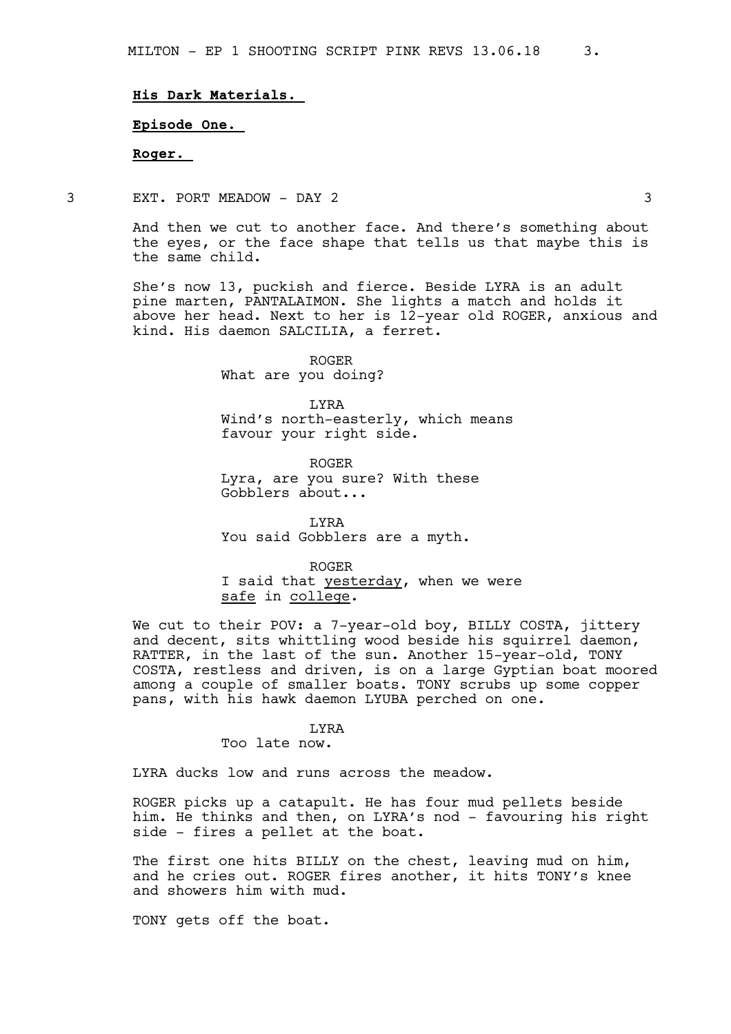**His Dark Materials.**

**Episode One.**

**Roger.**

3 EXT. PORT MEADOW - DAY 2 3

And then we cut to another face. And there's something about the eyes, or the face shape that tells us that maybe this is the same child.

She's now 13, puckish and fierce. Beside LYRA is an adult pine marten, PANTALAIMON. She lights a match and holds it above her head. Next to her is 12-year old ROGER, anxious and kind. His daemon SALCILIA, a ferret.

ROGER
What are you doing?

LYRA
Wind's north-easterly, which means favour your right side.

ROGER
Lyra, are you sure? With these Gobblers about...

LYRA
You said Gobblers are a myth.

ROGER
I said that yesterday, when we were safe in college.

We cut to their POV: a 7-year-old boy, BILLY COSTA, jittery and decent, sits whittling wood beside his squirrel daemon, RATTER, in the last of the sun. Another 15-year-old, TONY COSTA, restless and driven, is on a large Gyptian boat moored among a couple of smaller boats. TONY scrubs up some copper pans, with his hawk daemon LYUBA perched on one.

LYRA
Too late now.

LYRA ducks low and runs across the meadow.

ROGER picks up a catapult. He has four mud pellets beside him. He thinks and then, on LYRA's nod - favouring his right side - fires a pellet at the boat.

The first one hits BILLY on the chest, leaving mud on him, and he cries out. ROGER fires another, it hits TONY's knee and showers him with mud.

TONY gets off the boat.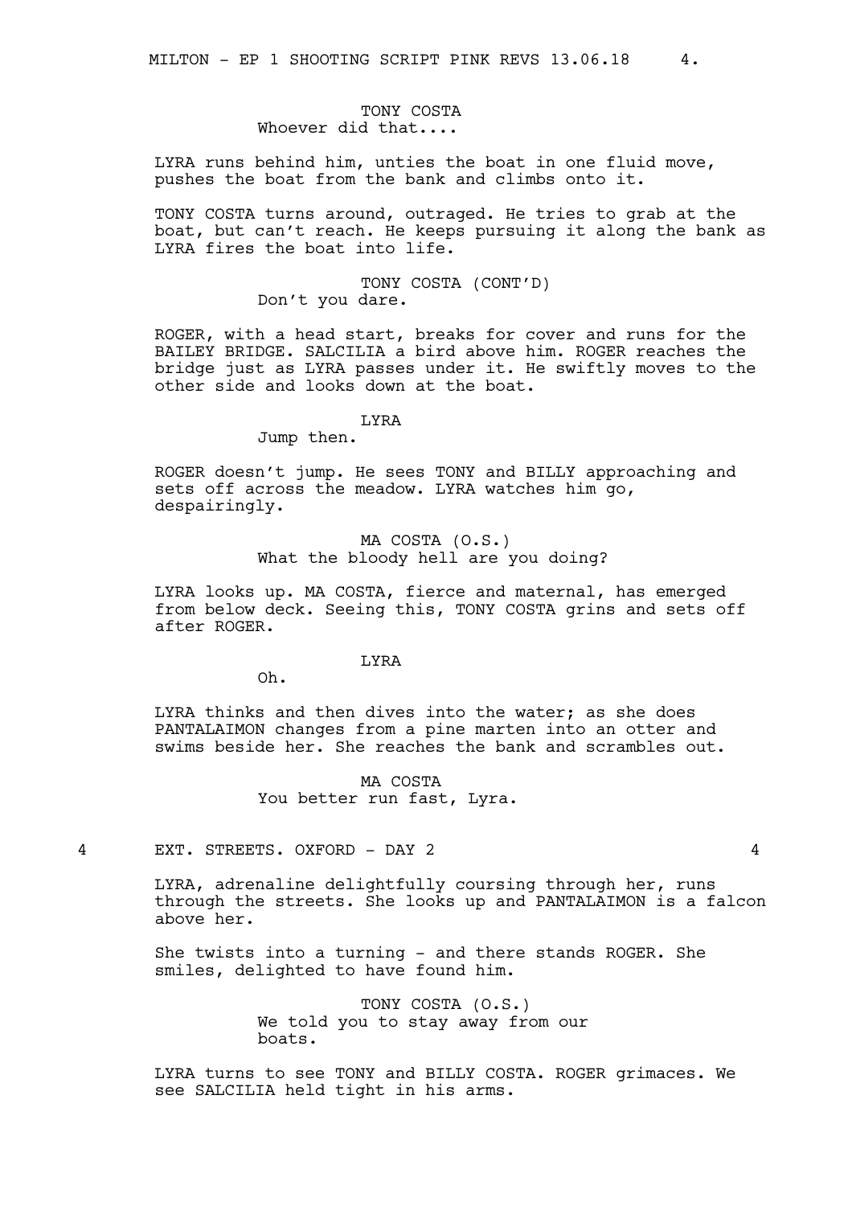TONY COSTA
Whoever did that....

LYRA runs behind him, unties the boat in one fluid move, pushes the boat from the bank and climbs onto it.

TONY COSTA turns around, outraged. He tries to grab at the boat, but can't reach. He keeps pursuing it along the bank as LYRA fires the boat into life.

TONY COSTA (CONT'D)
Don't you dare.

ROGER, with a head start, breaks for cover and runs for the BAILEY BRIDGE. SALCILIA a bird above him. ROGER reaches the bridge just as LYRA passes under it. He swiftly moves to the other side and looks down at the boat.

LYRA
Jump then.

ROGER doesn't jump. He sees TONY and BILLY approaching and sets off across the meadow. LYRA watches him go, despairingly.

MA COSTA (O.S.)
What the bloody hell are you doing?

LYRA looks up. MA COSTA, fierce and maternal, has emerged from below deck. Seeing this, TONY COSTA grins and sets off after ROGER.

LYRA
Oh.

LYRA thinks and then dives into the water; as she does PANTALAIMON changes from a pine marten into an otter and swims beside her. She reaches the bank and scrambles out.

MA COSTA
You better run fast, Lyra.

4 EXT. STREETS. OXFORD - DAY 2 4

LYRA, adrenaline delightfully coursing through her, runs through the streets. She looks up and PANTALAIMON is a falcon above her.

She twists into a turning - and there stands ROGER. She smiles, delighted to have found him.

TONY COSTA (O.S.)
We told you to stay away from our boats.

LYRA turns to see TONY and BILLY COSTA. ROGER grimaces. We see SALCILIA held tight in his arms.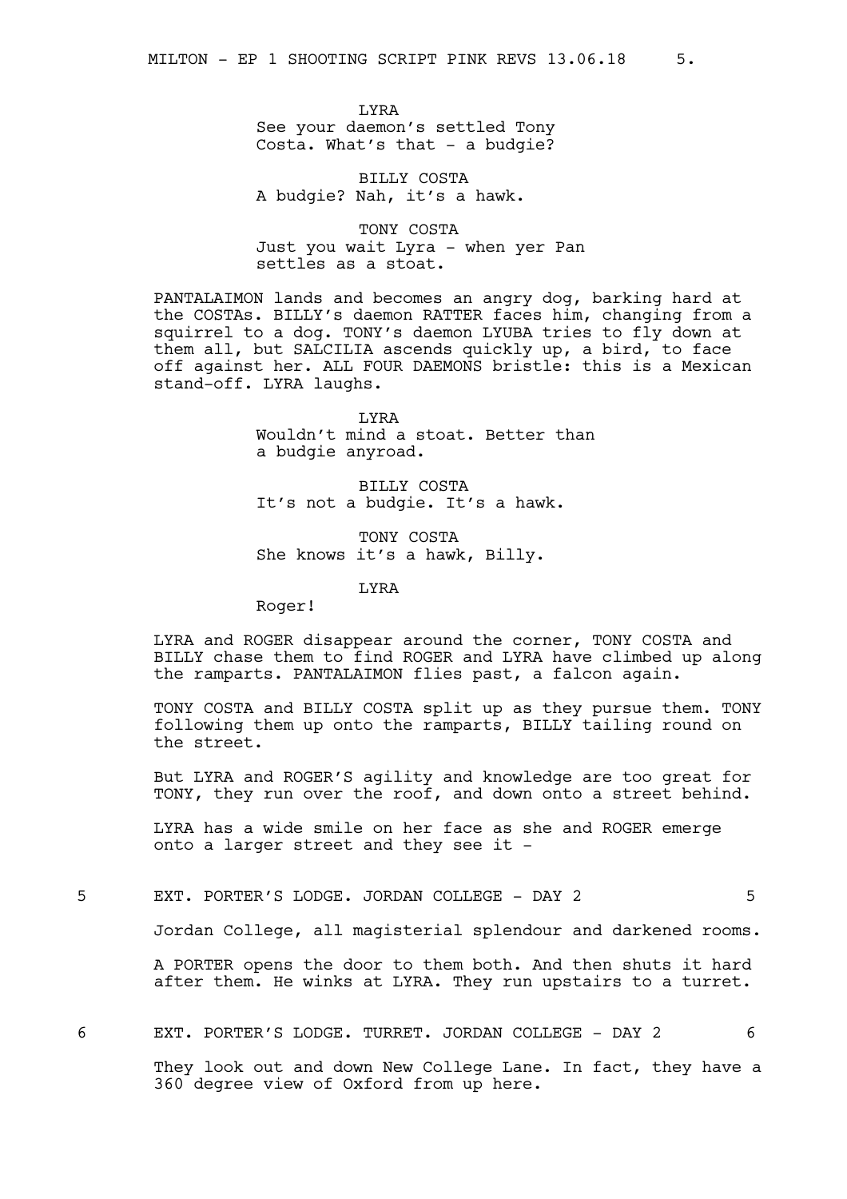LYRA
See your daemon's settled Tony Costa. What's that - a budgie?

BILLY COSTA
A budgie? Nah, it's a hawk.

TONY COSTA
Just you wait Lyra - when yer Pan settles as a stoat.

PANTALAIMON lands and becomes an angry dog, barking hard at the COSTAs. BILLY's daemon RATTER faces him, changing from a squirrel to a dog. TONY's daemon LYUBA tries to fly down at them all, but SALCILIA ascends quickly up, a bird, to face off against her. ALL FOUR DAEMONS bristle: this is a Mexican stand-off. LYRA laughs.

LYRA
Wouldn't mind a stoat. Better than a budgie anyroad.

BILLY COSTA
It's not a budgie. It's a hawk.

TONY COSTA
She knows it's a hawk, Billy.

LYRA
Roger!

LYRA and ROGER disappear around the corner, TONY COSTA and BILLY chase them to find ROGER and LYRA have climbed up along the ramparts. PANTALAIMON flies past, a falcon again.

TONY COSTA and BILLY COSTA split up as they pursue them. TONY following them up onto the ramparts, BILLY tailing round on the street.

But LYRA and ROGER'S agility and knowledge are too great for TONY, they run over the roof, and down onto a street behind.

LYRA has a wide smile on her face as she and ROGER emerge onto a larger street and they see it -

5 EXT. PORTER'S LODGE. JORDAN COLLEGE - DAY 2 5

Jordan College, all magisterial splendour and darkened rooms.

A PORTER opens the door to them both. And then shuts it hard after them. He winks at LYRA. They run upstairs to a turret.

6 EXT. PORTER'S LODGE. TURRET. JORDAN COLLEGE - DAY 2 6

They look out and down New College Lane. In fact, they have a 360 degree view of Oxford from up here.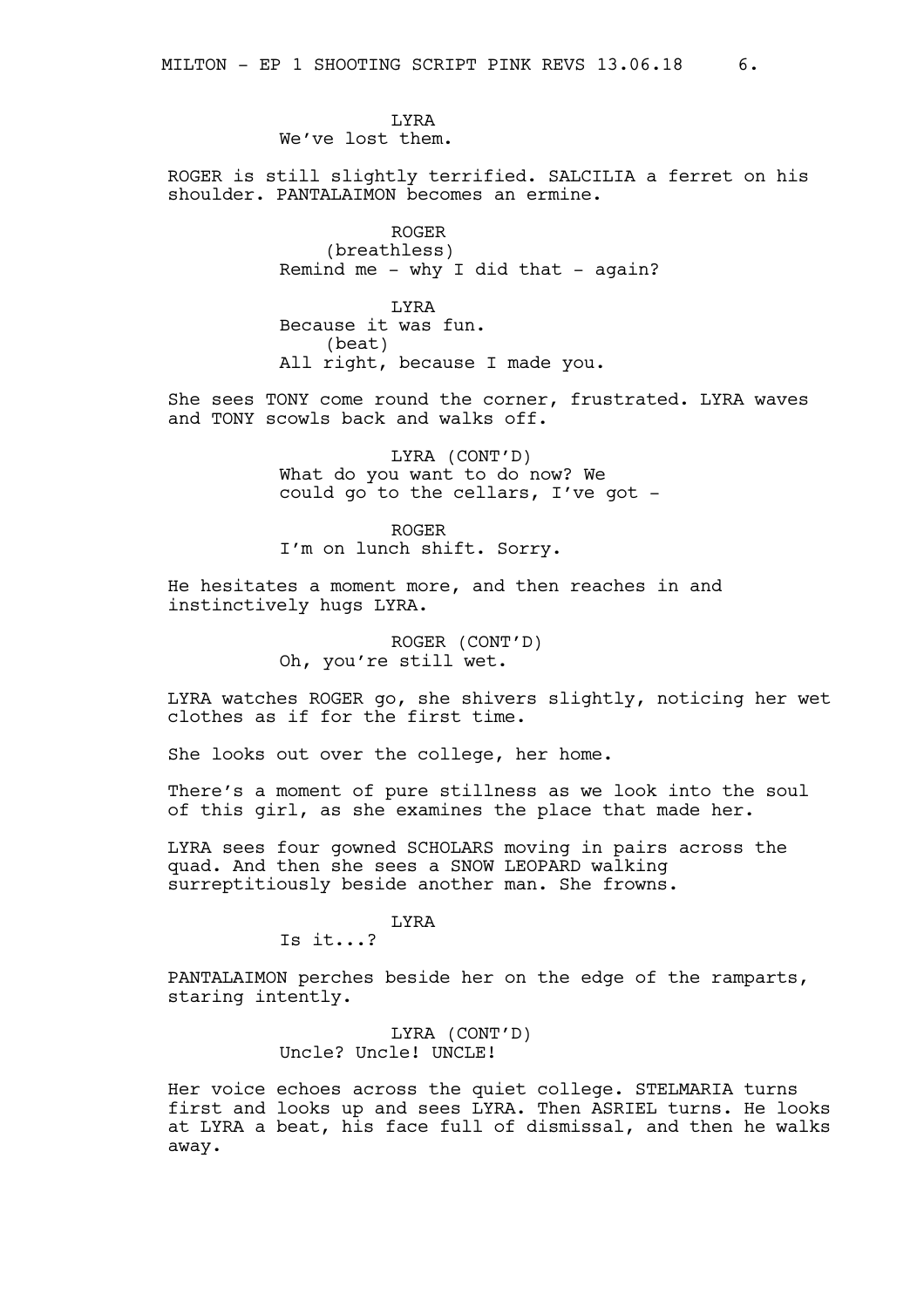LYRA
We've lost them.

ROGER is still slightly terrified. SALCILIA a ferret on his shoulder. PANTALAIMON becomes an ermine.

ROGER
(breathless)
Remind me - why I did that - again?

LYRA
Because it was fun.
(beat)
All right, because I made you.

She sees TONY come round the corner, frustrated. LYRA waves and TONY scowls back and walks off.

LYRA (CONT'D)
What do you want to do now? We could go to the cellars, I've got -

ROGER
I'm on lunch shift. Sorry.

He hesitates a moment more, and then reaches in and instinctively hugs LYRA.

ROGER (CONT'D)
Oh, you're still wet.

LYRA watches ROGER go, she shivers slightly, noticing her wet clothes as if for the first time.

She looks out over the college, her home.

There's a moment of pure stillness as we look into the soul of this girl, as she examines the place that made her.

LYRA sees four gowned SCHOLARS moving in pairs across the quad. And then she sees a SNOW LEOPARD walking surreptitiously beside another man. She frowns.

LYRA
Is it...?

PANTALAIMON perches beside her on the edge of the ramparts, staring intently.

LYRA (CONT'D)
Uncle? Uncle! UNCLE!

Her voice echoes across the quiet college. STELMARIA turns first and looks up and sees LYRA. Then ASRIEL turns. He looks at LYRA a beat, his face full of dismissal, and then he walks away.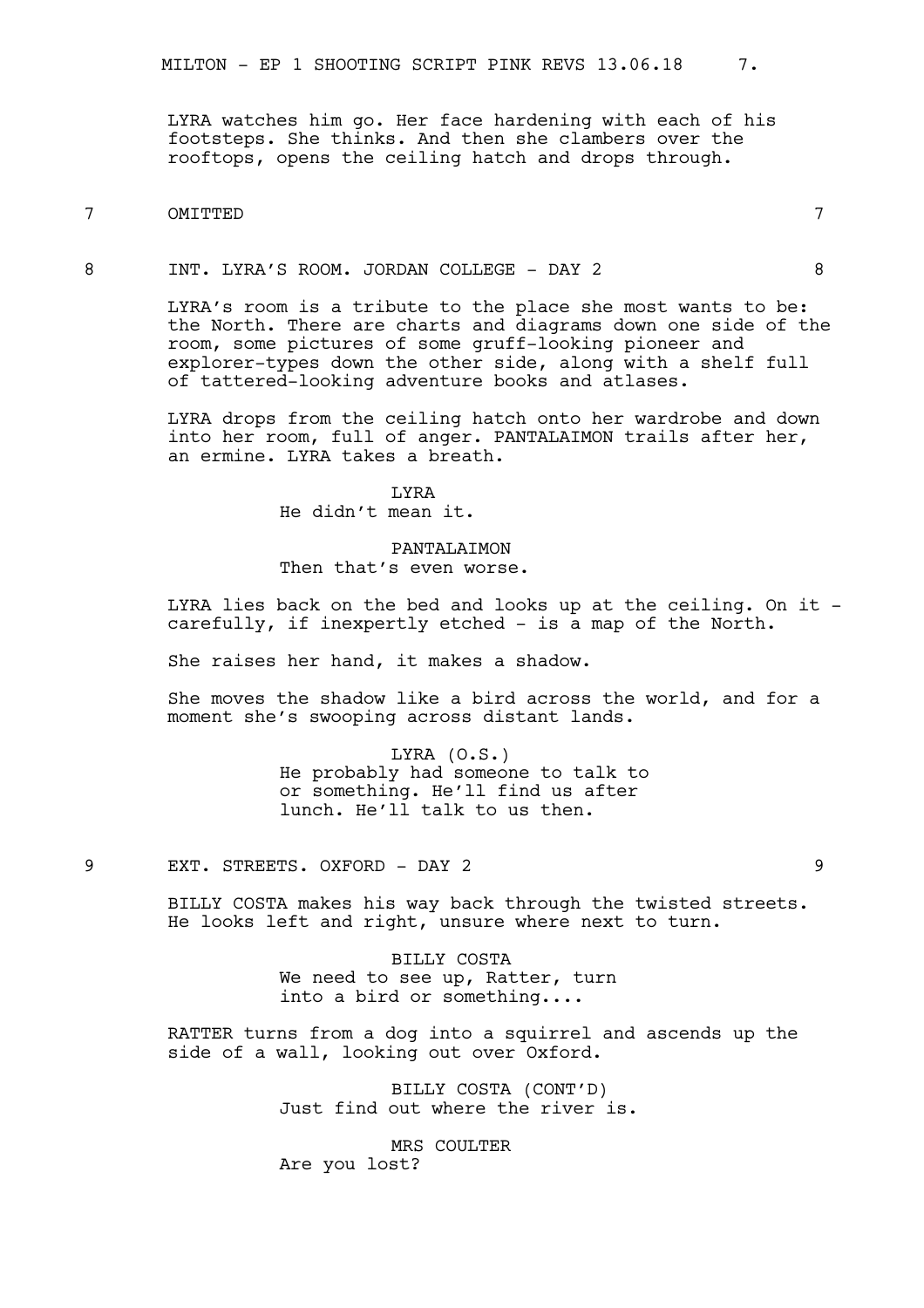LYRA watches him go. Her face hardening with each of his footsteps. She thinks. And then she clambers over the rooftops, opens the ceiling hatch and drops through.

7 OMITTED 7

8 INT. LYRA'S ROOM. JORDAN COLLEGE - DAY 2 8

LYRA's room is a tribute to the place she most wants to be: the North. There are charts and diagrams down one side of the room, some pictures of some gruff-looking pioneer and explorer-types down the other side, along with a shelf full of tattered-looking adventure books and atlases.

LYRA drops from the ceiling hatch onto her wardrobe and down into her room, full of anger. PANTALAIMON trails after her, an ermine. LYRA takes a breath.

LYRA
He didn't mean it.

PANTALAIMON
Then that's even worse.

LYRA lies back on the bed and looks up at the ceiling. On it - carefully, if inexpertly etched - is a map of the North.

She raises her hand, it makes a shadow.

She moves the shadow like a bird across the world, and for a moment she's swooping across distant lands.

LYRA (O.S.)
He probably had someone to talk to or something. He'll find us after lunch. He'll talk to us then.

9 EXT. STREETS. OXFORD - DAY 2 9

BILLY COSTA makes his way back through the twisted streets. He looks left and right, unsure where next to turn.

BILLY COSTA
We need to see up, Ratter, turn into a bird or something....

RATTER turns from a dog into a squirrel and ascends up the side of a wall, looking out over Oxford.

BILLY COSTA (CONT'D)
Just find out where the river is.

MRS COULTER
Are you lost?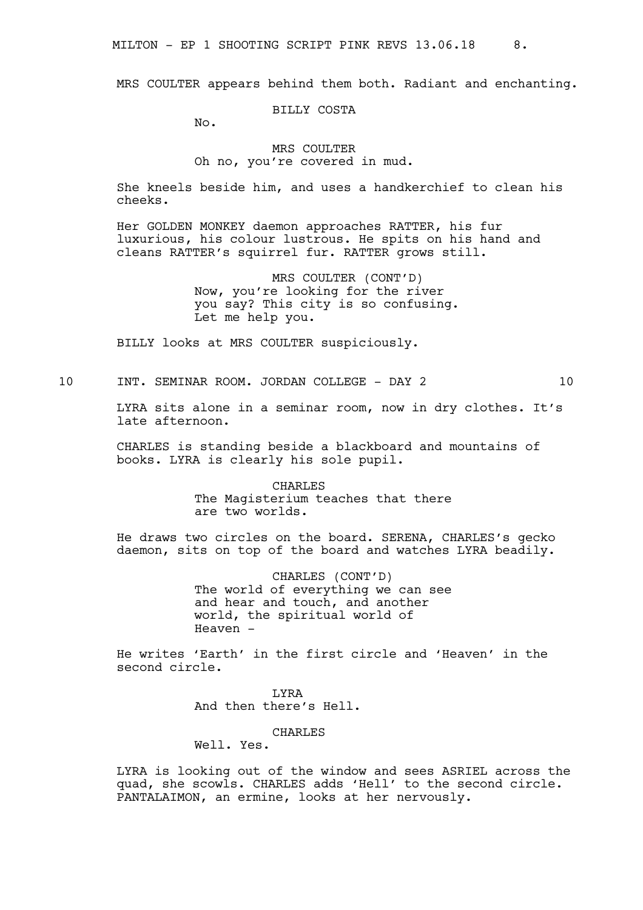MRS COULTER appears behind them both. Radiant and enchanting.

BILLY COSTA
No.

MRS COULTER
Oh no, you're covered in mud.

She kneels beside him, and uses a handkerchief to clean his cheeks.

Her GOLDEN MONKEY daemon approaches RATTER, his fur luxurious, his colour lustrous. He spits on his hand and cleans RATTER's squirrel fur. RATTER grows still.

MRS COULTER (CONT'D)
Now, you're looking for the river you say? This city is so confusing. Let me help you.

BILLY looks at MRS COULTER suspiciously.

## 10 INT. SEMINAR ROOM. JORDAN COLLEGE - DAY 2 10

LYRA sits alone in a seminar room, now in dry clothes. It's late afternoon.

CHARLES is standing beside a blackboard and mountains of books. LYRA is clearly his sole pupil.

CHARLES
The Magisterium teaches that there are two worlds.

He draws two circles on the board. SERENA, CHARLES's gecko daemon, sits on top of the board and watches LYRA beadily.

CHARLES (CONT'D)
The world of everything we can see and hear and touch, and another world, the spiritual world of Heaven -

He writes 'Earth' in the first circle and 'Heaven' in the second circle.

LYRA
And then there's Hell.

CHARLES
Well. Yes.

LYRA is looking out of the window and sees ASRIEL across the quad, she scowls. CHARLES adds 'Hell' to the second circle. PANTALAIMON, an ermine, looks at her nervously.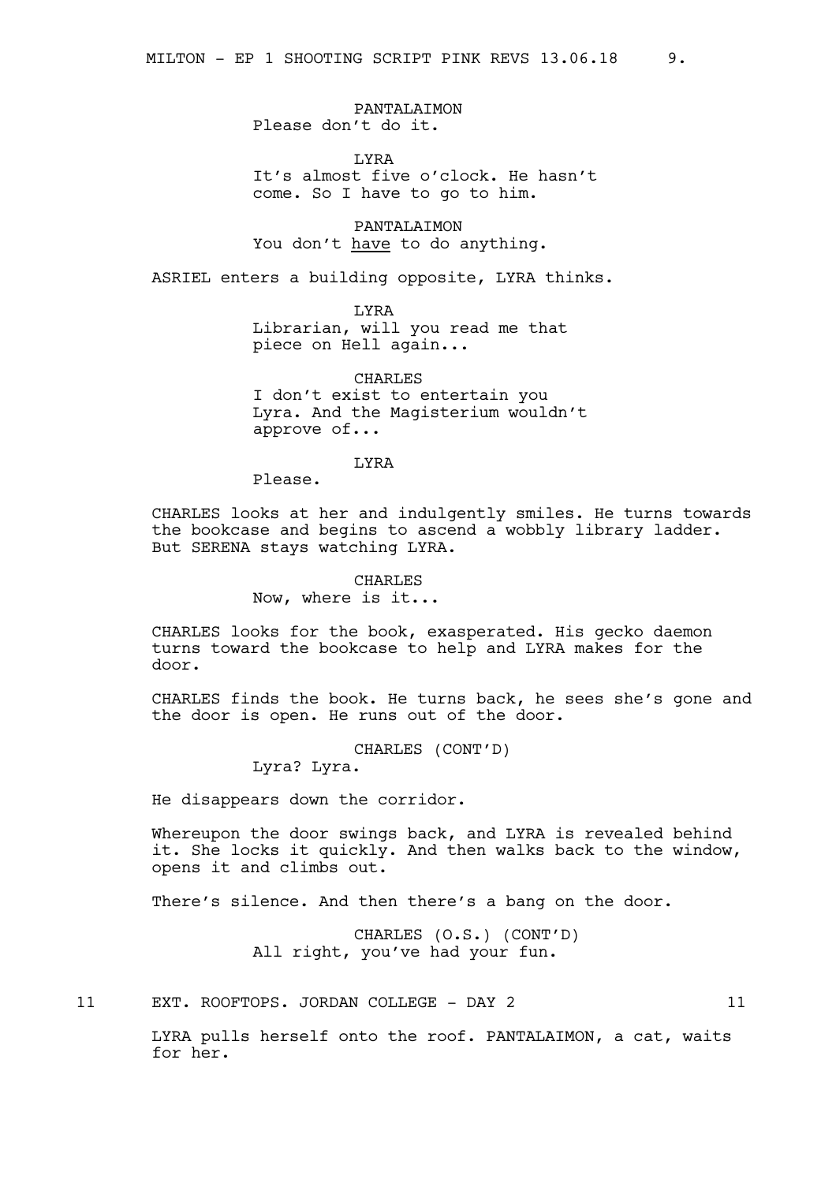PANTALAIMON
Please don't do it.

LYRA
It's almost five o'clock. He hasn't come. So I have to go to him.

PANTALAIMON
You don't <u>have</u> to do anything.

ASRIEL enters a building opposite, LYRA thinks.

LYRA
Librarian, will you read me that piece on Hell again...

CHARLES
I don't exist to entertain you Lyra. And the Magisterium wouldn't approve of...

LYRA
Please.

CHARLES looks at her and indulgently smiles. He turns towards the bookcase and begins to ascend a wobbly library ladder. But SERENA stays watching LYRA.

CHARLES
Now, where is it...

CHARLES looks for the book, exasperated. His gecko daemon turns toward the bookcase to help and LYRA makes for the door.

CHARLES finds the book. He turns back, he sees she's gone and the door is open. He runs out of the door.

CHARLES (CONT'D)
Lyra? Lyra.

He disappears down the corridor.

Whereupon the door swings back, and LYRA is revealed behind it. She locks it quickly. And then walks back to the window, opens it and climbs out.

There's silence. And then there's a bang on the door.

CHARLES (O.S.) (CONT'D)
All right, you've had your fun.

11 EXT. ROOFTOPS. JORDAN COLLEGE - DAY 2 11

LYRA pulls herself onto the roof. PANTALAIMON, a cat, waits for her.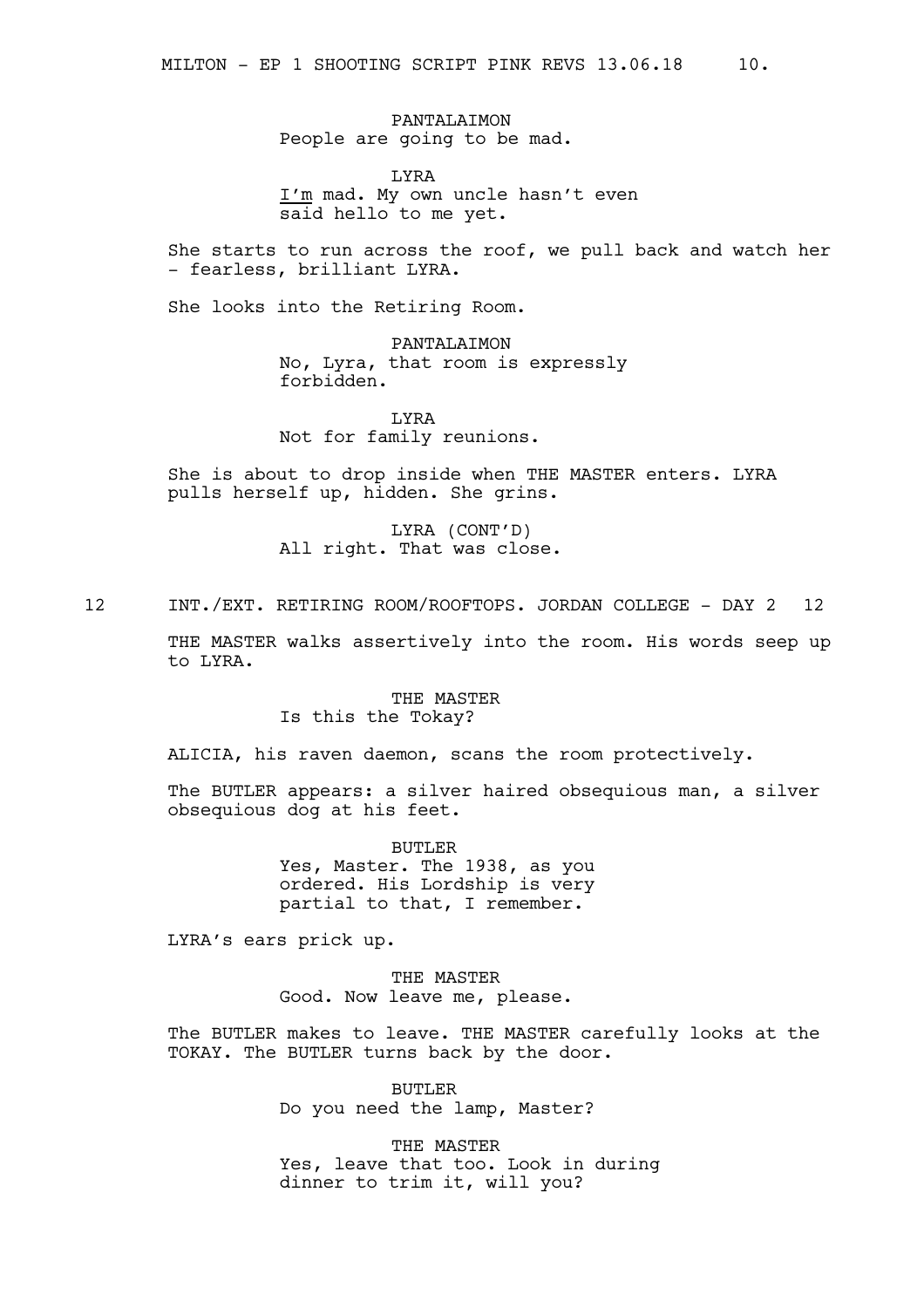PANTALAIMON
People are going to be mad.

LYRA
<u>I'm</u> mad. My own uncle hasn't even said hello to me yet.

She starts to run across the roof, we pull back and watch her - fearless, brilliant LYRA.

She looks into the Retiring Room.

PANTALAIMON
No, Lyra, that room is expressly forbidden.

LYRA
Not for family reunions.

She is about to drop inside when THE MASTER enters. LYRA pulls herself up, hidden. She grins.

LYRA (CONT'D)
All right. That was close.

## 12 INT./EXT. RETIRING ROOM/ROOFTOPS. JORDAN COLLEGE - DAY 2 12

THE MASTER walks assertively into the room. His words seep up to LYRA.

THE MASTER
Is this the Tokay?

ALICIA, his raven daemon, scans the room protectively.

The BUTLER appears: a silver haired obsequious man, a silver obsequious dog at his feet.

BUTLER
Yes, Master. The 1938, as you ordered. His Lordship is very partial to that, I remember.

LYRA's ears prick up.

THE MASTER
Good. Now leave me, please.

The BUTLER makes to leave. THE MASTER carefully looks at the TOKAY. The BUTLER turns back by the door.

BUTLER
Do you need the lamp, Master?

THE MASTER
Yes, leave that too. Look in during dinner to trim it, will you?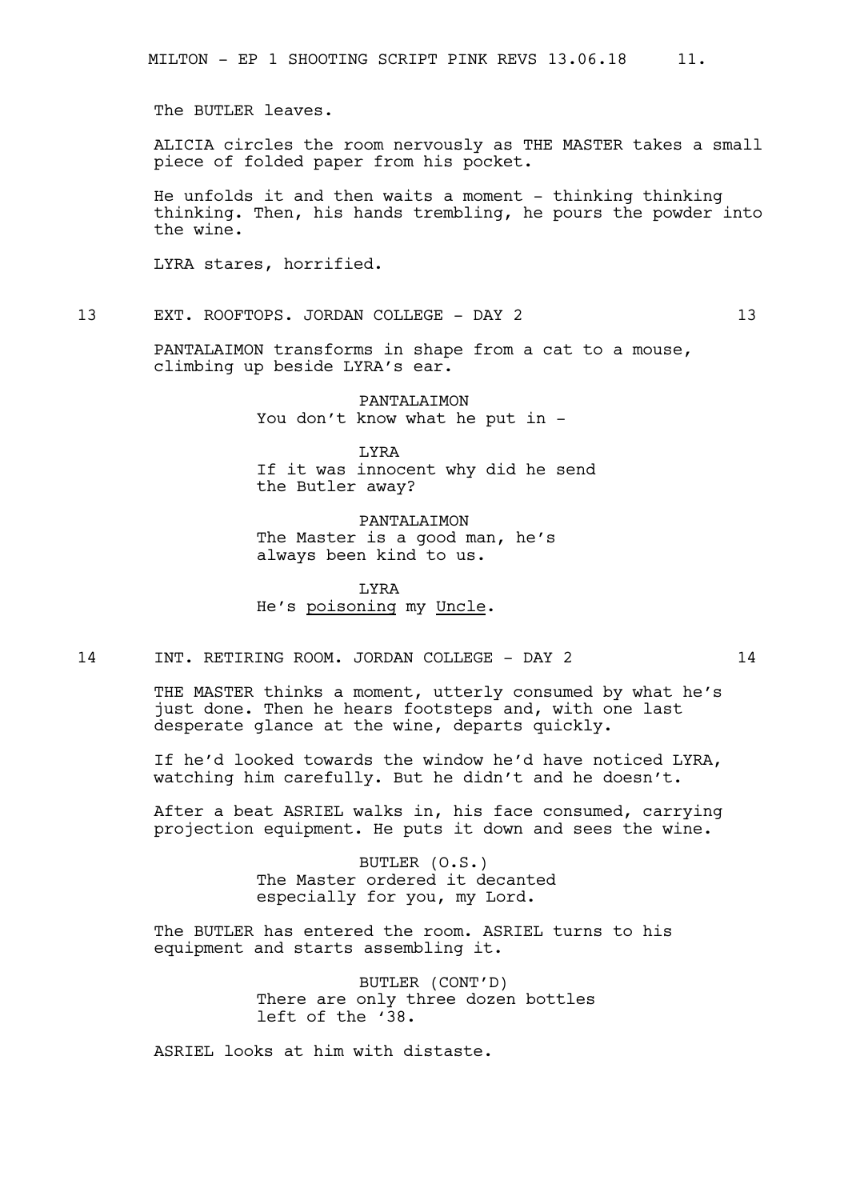The BUTLER leaves.

ALICIA circles the room nervously as THE MASTER takes a small piece of folded paper from his pocket.

He unfolds it and then waits a moment - thinking thinking thinking. Then, his hands trembling, he pours the powder into the wine.

LYRA stares, horrified.

**13 EXT. ROOFTOPS. JORDAN COLLEGE - DAY 2 13**

PANTALAIMON transforms in shape from a cat to a mouse, climbing up beside LYRA's ear.

PANTALAIMON
You don't know what he put in -

LYRA
If it was innocent why did he send the Butler away?

PANTALAIMON
The Master is a good man, he's always been kind to us.

LYRA
He's poisoning my Uncle.

**14 INT. RETIRING ROOM. JORDAN COLLEGE - DAY 2 14**

THE MASTER thinks a moment, utterly consumed by what he's just done. Then he hears footsteps and, with one last desperate glance at the wine, departs quickly.

If he'd looked towards the window he'd have noticed LYRA, watching him carefully. But he didn't and he doesn't.

After a beat ASRIEL walks in, his face consumed, carrying projection equipment. He puts it down and sees the wine.

BUTLER (O.S.)
The Master ordered it decanted especially for you, my Lord.

The BUTLER has entered the room. ASRIEL turns to his equipment and starts assembling it.

BUTLER (CONT'D)
There are only three dozen bottles left of the '38.

ASRIEL looks at him with distaste.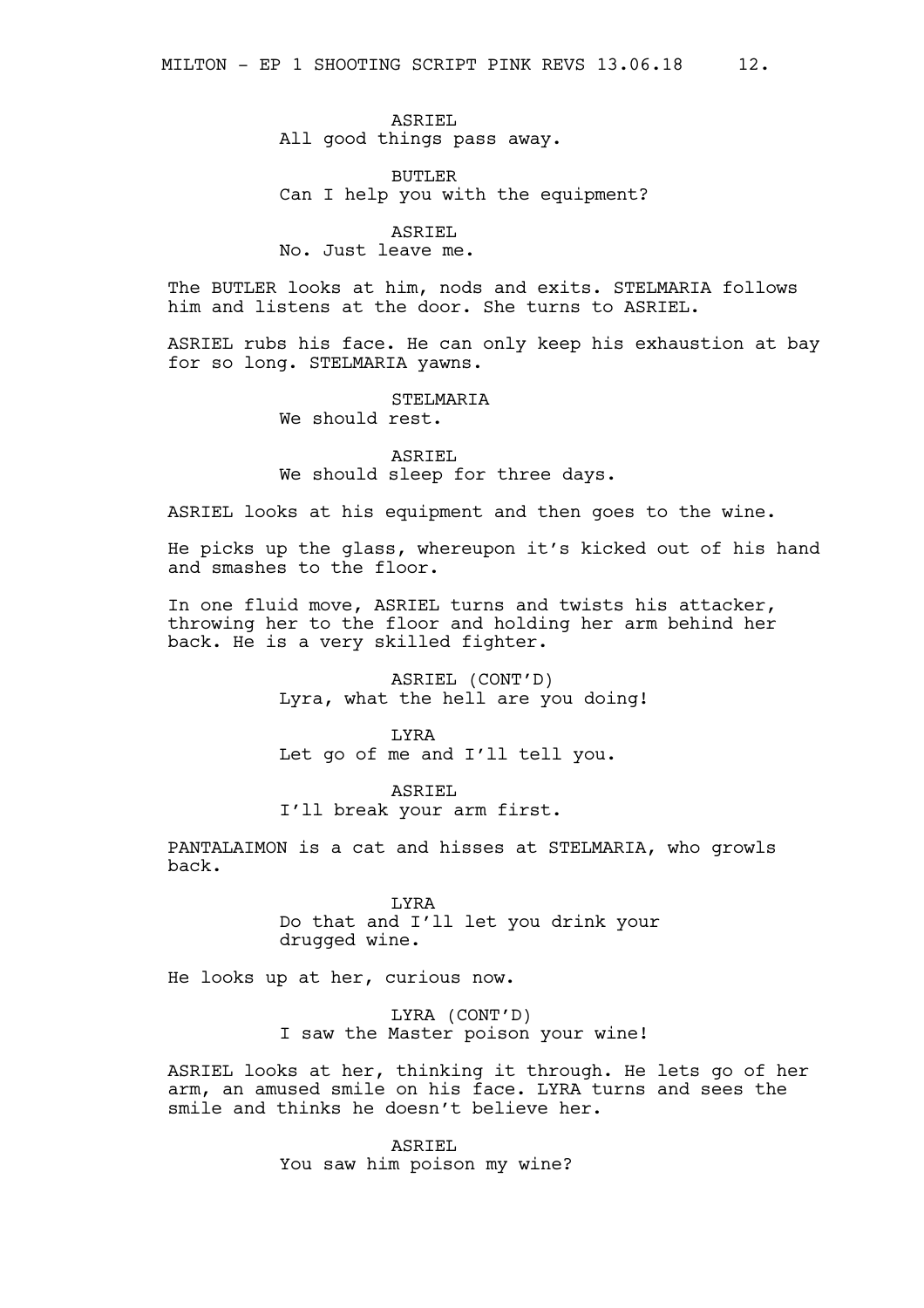ASRIEL
All good things pass away.

BUTLER
Can I help you with the equipment?

ASRIEL
No. Just leave me.

The BUTLER looks at him, nods and exits. STELMARIA follows him and listens at the door. She turns to ASRIEL.

ASRIEL rubs his face. He can only keep his exhaustion at bay for so long. STELMARIA yawns.

STELMARIA
We should rest.

ASRIEL
We should sleep for three days.

ASRIEL looks at his equipment and then goes to the wine.

He picks up the glass, whereupon it's kicked out of his hand and smashes to the floor.

In one fluid move, ASRIEL turns and twists his attacker, throwing her to the floor and holding her arm behind her back. He is a very skilled fighter.

ASRIEL (CONT'D)
Lyra, what the hell are you doing!

LYRA
Let go of me and I'll tell you.

ASRIEL
I'll break your arm first.

PANTALAIMON is a cat and hisses at STELMARIA, who growls back.

LYRA
Do that and I'll let you drink your drugged wine.

He looks up at her, curious now.

LYRA (CONT'D)
I saw the Master poison your wine!

ASRIEL looks at her, thinking it through. He lets go of her arm, an amused smile on his face. LYRA turns and sees the smile and thinks he doesn't believe her.

ASRIEL
You saw him poison my wine?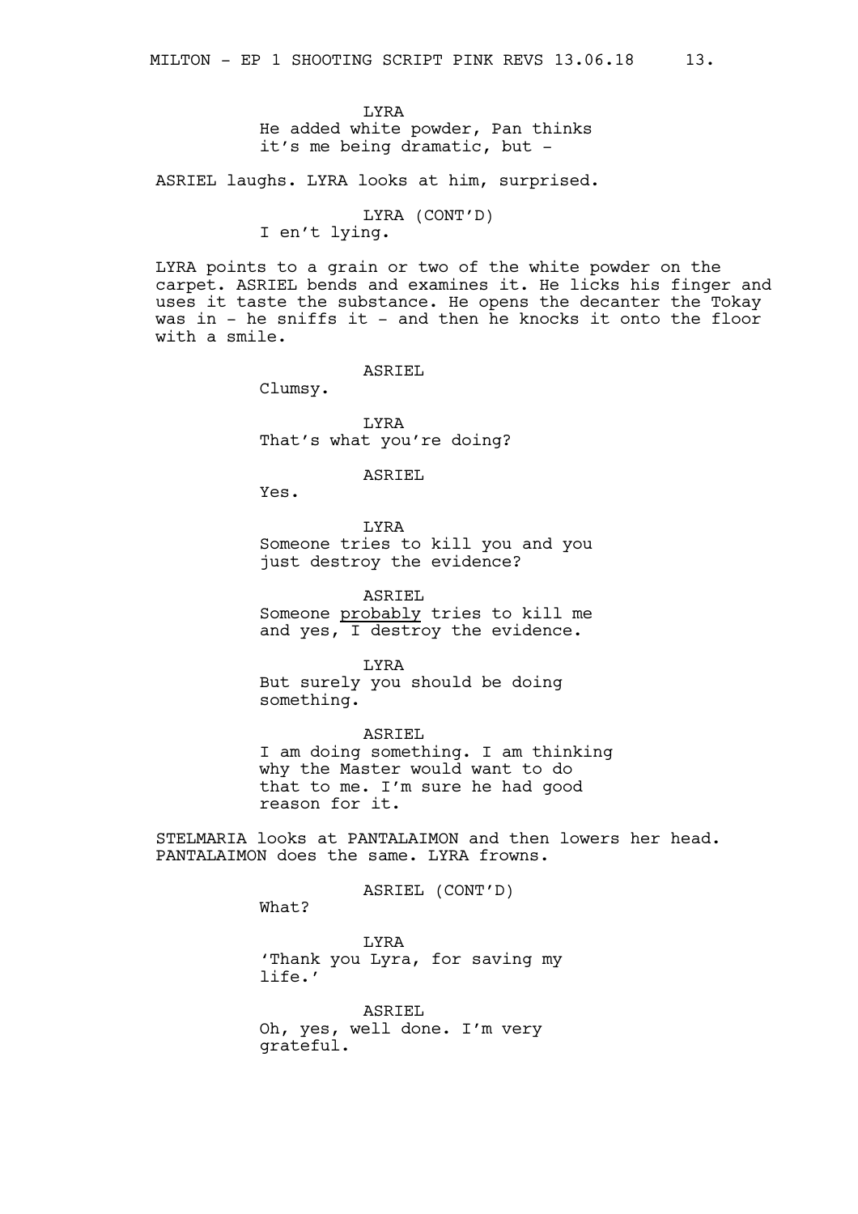LYRA
He added white powder, Pan thinks it's me being dramatic, but -

ASRIEL laughs. LYRA looks at him, surprised.

LYRA (CONT'D)
I en't lying.

LYRA points to a grain or two of the white powder on the carpet. ASRIEL bends and examines it. He licks his finger and uses it taste the substance. He opens the decanter the Tokay was in - he sniffs it - and then he knocks it onto the floor with a smile.

ASRIEL
Clumsy.

LYRA
That's what you're doing?

ASRIEL
Yes.

LYRA
Someone tries to kill you and you just destroy the evidence?

ASRIEL
Someone <u>probably</u> tries to kill me and yes, I destroy the evidence.

LYRA
But surely you should be doing something.

ASRIEL
I am doing something. I am thinking why the Master would want to do that to me. I'm sure he had good reason for it.

STELMARIA looks at PANTALAIMON and then lowers her head. PANTALAIMON does the same. LYRA frowns.

ASRIEL (CONT'D)
What?

LYRA
'Thank you Lyra, for saving my life.'

ASRIEL
Oh, yes, well done. I'm very grateful.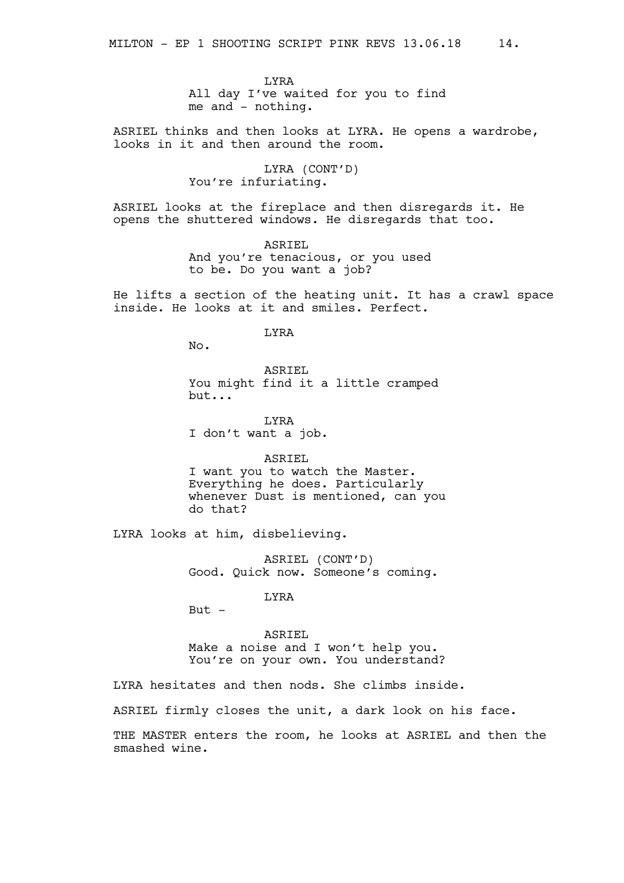LYRA
All day I've waited for you to find me and - nothing.

ASRIEL thinks and then looks at LYRA. He opens a wardrobe, looks in it and then around the room.

LYRA (CONT'D)
You're infuriating.

ASRIEL looks at the fireplace and then disregards it. He opens the shuttered windows. He disregards that too.

ASRIEL
And you're tenacious, or you used to be. Do you want a job?

He lifts a section of the heating unit. It has a crawl space inside. He looks at it and smiles. Perfect.

LYRA
No.

ASRIEL
You might find it a little cramped but...

LYRA
I don't want a job.

ASRIEL
I want you to watch the Master. Everything he does. Particularly whenever Dust is mentioned, can you do that?

LYRA looks at him, disbelieving.

ASRIEL (CONT'D)
Good. Quick now. Someone's coming.

LYRA
But -

ASRIEL
Make a noise and I won't help you. You're on your own. You understand?

LYRA hesitates and then nods. She climbs inside.

ASRIEL firmly closes the unit, a dark look on his face.

THE MASTER enters the room, he looks at ASRIEL and then the smashed wine.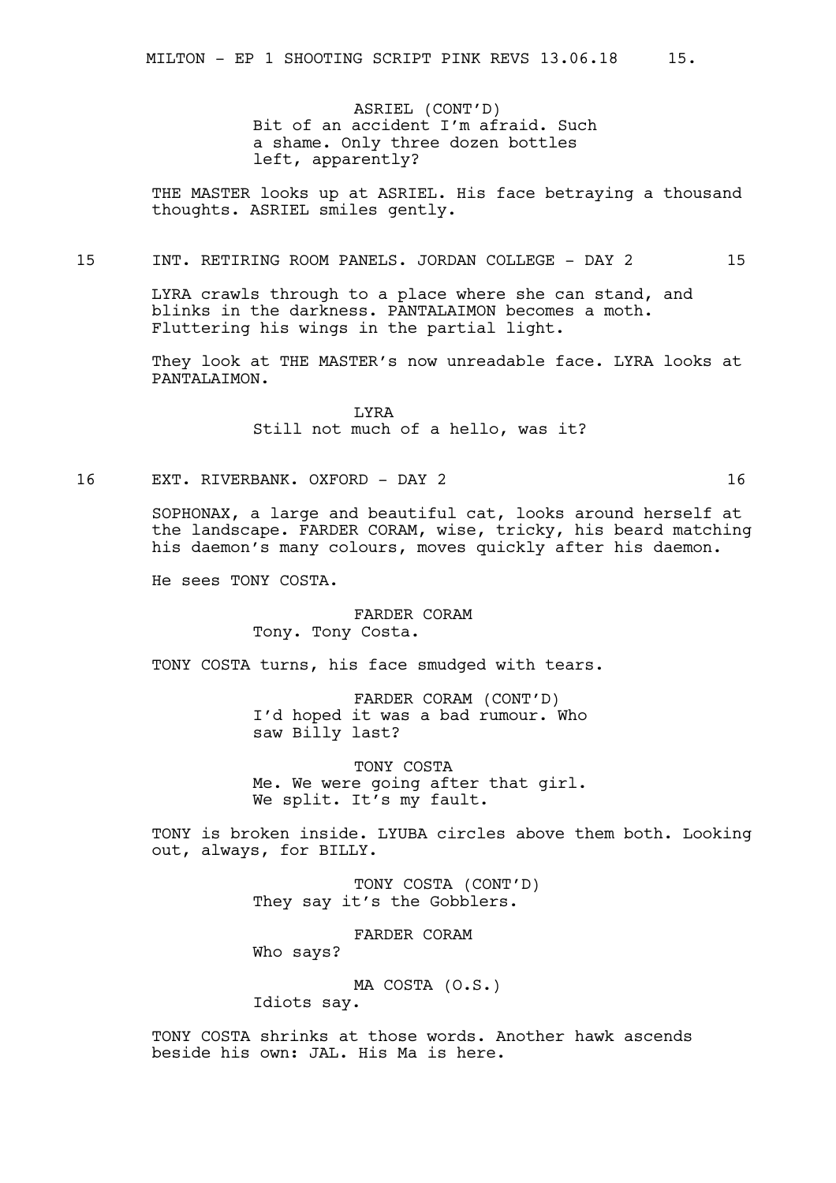ASRIEL (CONT'D)
Bit of an accident I'm afraid. Such a shame. Only three dozen bottles left, apparently?

THE MASTER looks up at ASRIEL. His face betraying a thousand thoughts. ASRIEL smiles gently.

### 15 INT. RETIRING ROOM PANELS. JORDAN COLLEGE - DAY 2 15

LYRA crawls through to a place where she can stand, and blinks in the darkness. PANTALAIMON becomes a moth. Fluttering his wings in the partial light.

They look at THE MASTER's now unreadable face. LYRA looks at PANTALAIMON.

LYRA
Still not much of a hello, was it?

### 16 EXT. RIVERBANK. OXFORD - DAY 2 16

SOPHONAX, a large and beautiful cat, looks around herself at the landscape. FARDER CORAM, wise, tricky, his beard matching his daemon's many colours, moves quickly after his daemon.

He sees TONY COSTA.

FARDER CORAM
Tony. Tony Costa.

TONY COSTA turns, his face smudged with tears.

FARDER CORAM (CONT'D)
I'd hoped it was a bad rumour. Who saw Billy last?

TONY COSTA
Me. We were going after that girl. We split. It's my fault.

TONY is broken inside. LYUBA circles above them both. Looking out, always, for BILLY.

TONY COSTA (CONT'D)
They say it's the Gobblers.

FARDER CORAM
Who says?

MA COSTA (O.S.)
Idiots say.

TONY COSTA shrinks at those words. Another hawk ascends beside his own: JAL. His Ma is here.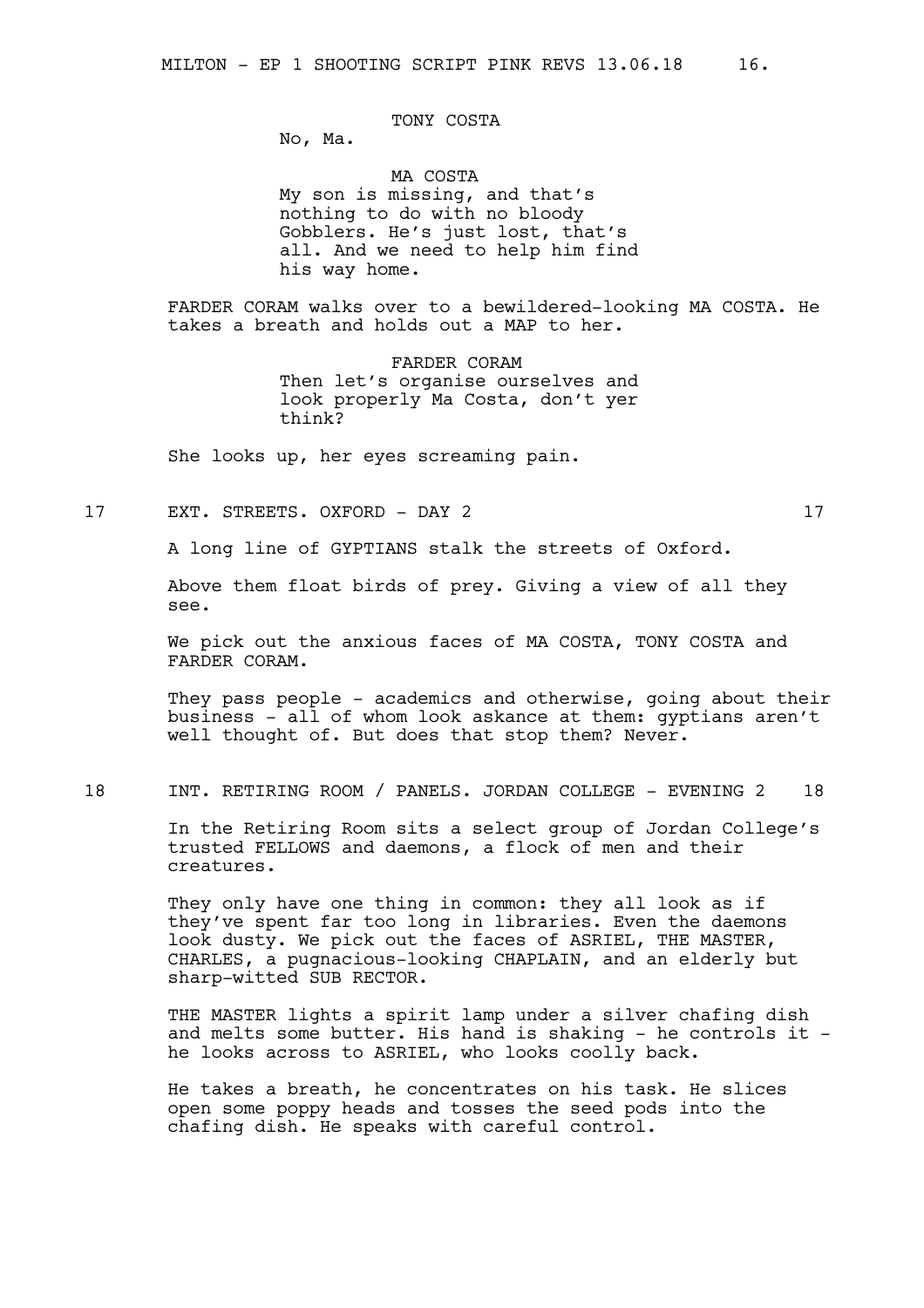TONY COSTA

No, Ma.

MA COSTA

My son is missing, and that's nothing to do with no bloody Gobblers. He's just lost, that's all. And we need to help him find his way home.

FARDER CORAM walks over to a bewildered-looking MA COSTA. He takes a breath and holds out a MAP to her.

FARDER CORAM

Then let's organise ourselves and look properly Ma Costa, don't yer think?

She looks up, her eyes screaming pain.

17 EXT. STREETS. OXFORD - DAY 2 17

A long line of GYPTIANS stalk the streets of Oxford.

Above them float birds of prey. Giving a view of all they see.

We pick out the anxious faces of MA COSTA, TONY COSTA and FARDER CORAM.

They pass people - academics and otherwise, going about their business - all of whom look askance at them: gyptians aren't well thought of. But does that stop them? Never.

18 INT. RETIRING ROOM / PANELS. JORDAN COLLEGE - EVENING 2 18

In the Retiring Room sits a select group of Jordan College's trusted FELLOWS and daemons, a flock of men and their creatures.

They only have one thing in common: they all look as if they've spent far too long in libraries. Even the daemons look dusty. We pick out the faces of ASRIEL, THE MASTER, CHARLES, a pugnacious-looking CHAPLAIN, and an elderly but sharp-witted SUB RECTOR.

THE MASTER lights a spirit lamp under a silver chafing dish and melts some butter. His hand is shaking - he controls it - he looks across to ASRIEL, who looks coolly back.

He takes a breath, he concentrates on his task. He slices open some poppy heads and tosses the seed pods into the chafing dish. He speaks with careful control.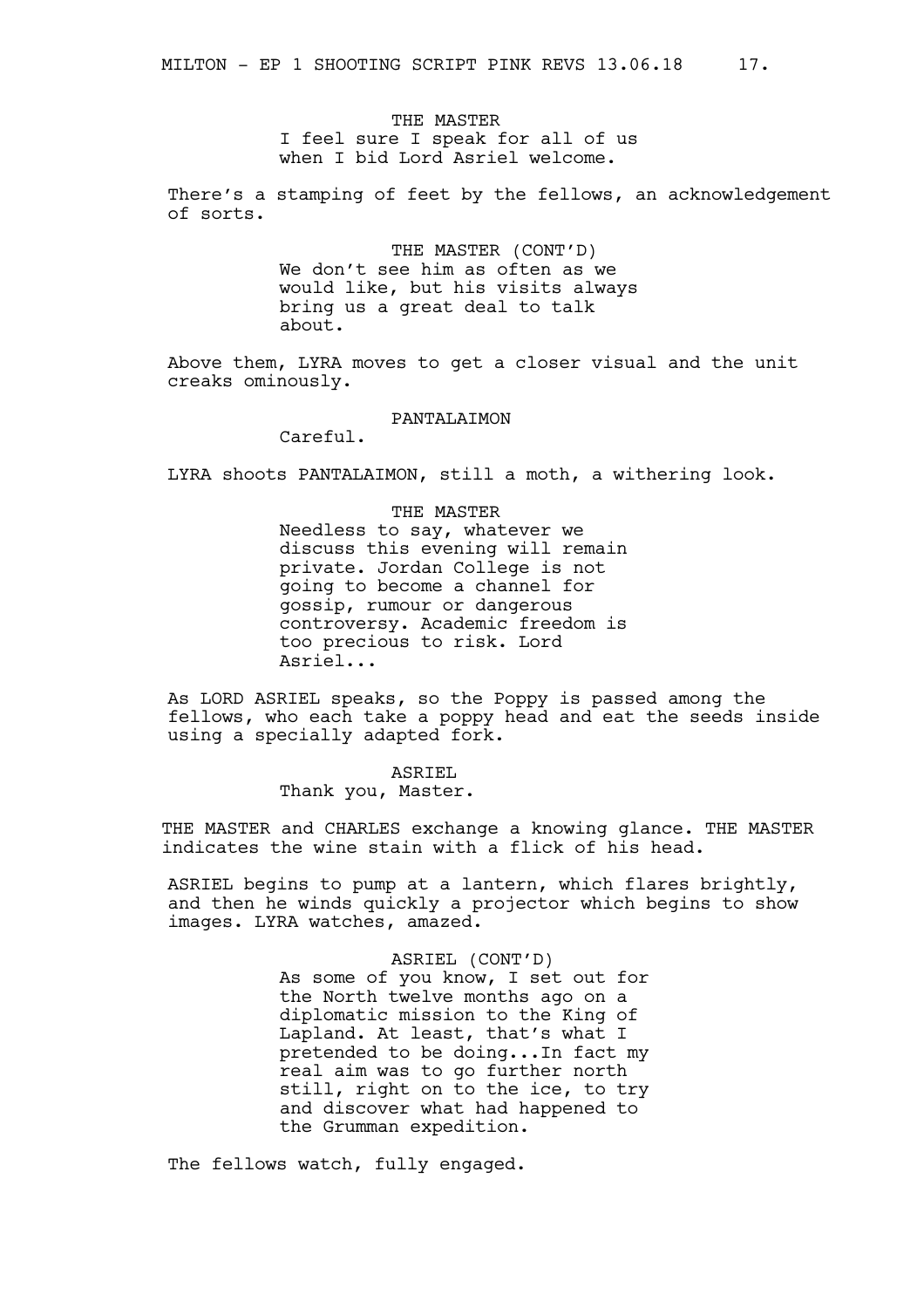THE MASTER
I feel sure I speak for all of us when I bid Lord Asriel welcome.

There's a stamping of feet by the fellows, an acknowledgement of sorts.

THE MASTER (CONT'D)
We don't see him as often as we would like, but his visits always bring us a great deal to talk about.

Above them, LYRA moves to get a closer visual and the unit creaks ominously.

PANTALAIMON
Careful.

LYRA shoots PANTALAIMON, still a moth, a withering look.

THE MASTER
Needless to say, whatever we discuss this evening will remain private. Jordan College is not going to become a channel for gossip, rumour or dangerous controversy. Academic freedom is too precious to risk. Lord Asriel...

As LORD ASRIEL speaks, so the Poppy is passed among the fellows, who each take a poppy head and eat the seeds inside using a specially adapted fork.

ASRIEL
Thank you, Master.

THE MASTER and CHARLES exchange a knowing glance. THE MASTER indicates the wine stain with a flick of his head.

ASRIEL begins to pump at a lantern, which flares brightly, and then he winds quickly a projector which begins to show images. LYRA watches, amazed.

ASRIEL (CONT'D)
As some of you know, I set out for the North twelve months ago on a diplomatic mission to the King of Lapland. At least, that's what I pretended to be doing...In fact my real aim was to go further north still, right on to the ice, to try and discover what had happened to the Grumman expedition.

The fellows watch, fully engaged.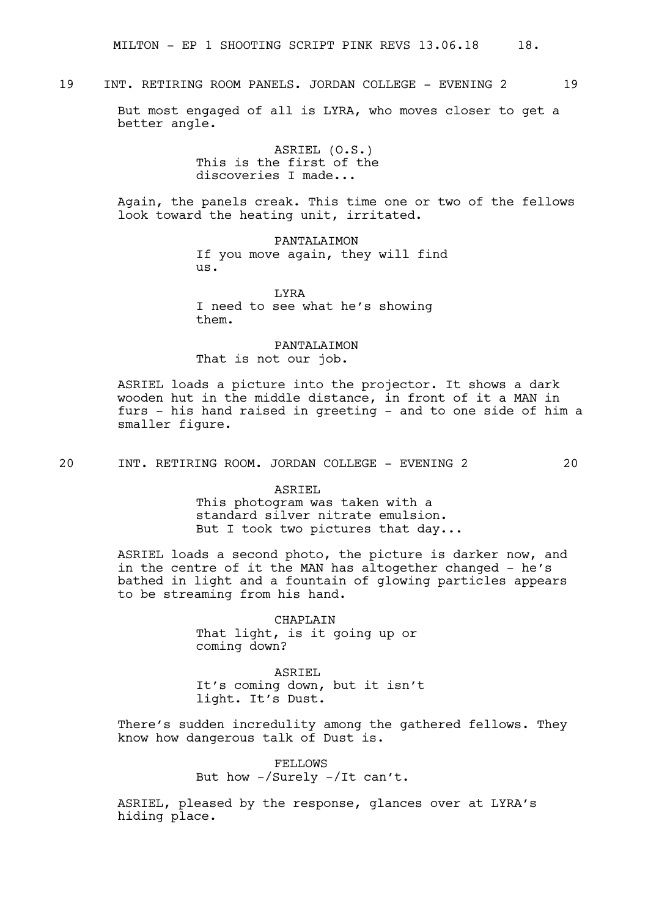19 INT. RETIRING ROOM PANELS. JORDAN COLLEGE - EVENING 2 19

But most engaged of all is LYRA, who moves closer to get a better angle.

ASRIEL (O.S.)
This is the first of the discoveries I made...

Again, the panels creak. This time one or two of the fellows look toward the heating unit, irritated.

PANTALAIMON
If you move again, they will find us.

LYRA
I need to see what he's showing them.

PANTALAIMON
That is not our job.

ASRIEL loads a picture into the projector. It shows a dark wooden hut in the middle distance, in front of it a MAN in furs - his hand raised in greeting - and to one side of him a smaller figure.

20 INT. RETIRING ROOM. JORDAN COLLEGE - EVENING 2 20

ASRIEL
This photogram was taken with a standard silver nitrate emulsion. But I took two pictures that day...

ASRIEL loads a second photo, the picture is darker now, and in the centre of it the MAN has altogether changed - he's bathed in light and a fountain of glowing particles appears to be streaming from his hand.

CHAPLAIN
That light, is it going up or coming down?

ASRIEL
It's coming down, but it isn't light. It's Dust.

There's sudden incredulity among the gathered fellows. They know how dangerous talk of Dust is.

FELLOWS
But how -/Surely -/It can't.

ASRIEL, pleased by the response, glances over at LYRA's hiding place.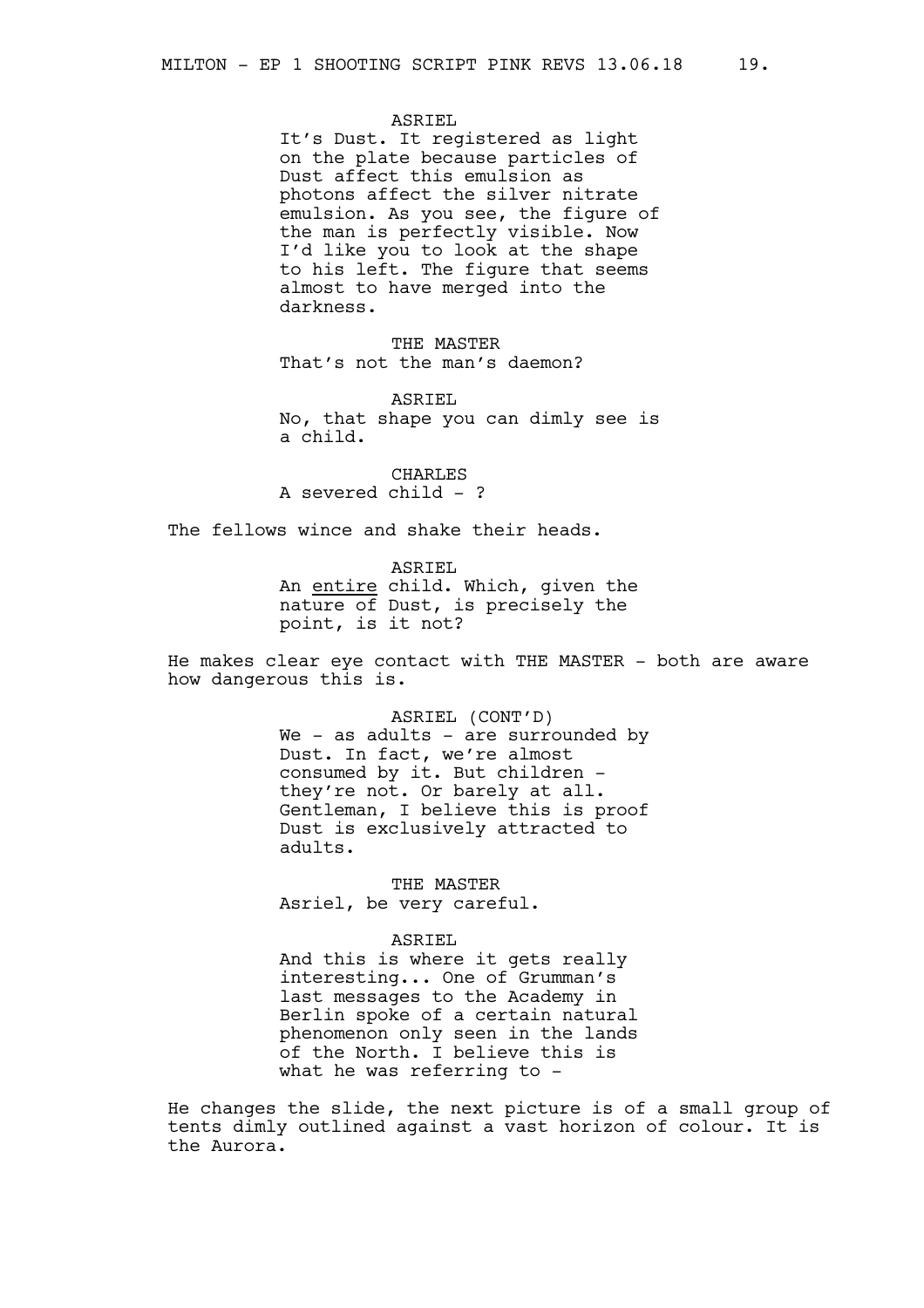ASRIEL
It's Dust. It registered as light on the plate because particles of Dust affect this emulsion as photons affect the silver nitrate emulsion. As you see, the figure of the man is perfectly visible. Now I'd like you to look at the shape to his left. The figure that seems almost to have merged into the darkness.

THE MASTER
That's not the man's daemon?

ASRIEL
No, that shape you can dimly see is a child.

CHARLES
A severed child - ?

The fellows wince and shake their heads.

ASRIEL
An <u>entire</u> child. Which, given the nature of Dust, is precisely the point, is it not?

He makes clear eye contact with THE MASTER - both are aware how dangerous this is.

ASRIEL (CONT'D)
We - as adults - are surrounded by Dust. In fact, we're almost consumed by it. But children - they're not. Or barely at all. Gentleman, I believe this is proof Dust is exclusively attracted to adults.

THE MASTER
Asriel, be very careful.

ASRIEL
And this is where it gets really interesting... One of Grumman's last messages to the Academy in Berlin spoke of a certain natural phenomenon only seen in the lands of the North. I believe this is what he was referring to -

He changes the slide, the next picture is of a small group of tents dimly outlined against a vast horizon of colour. It is the Aurora.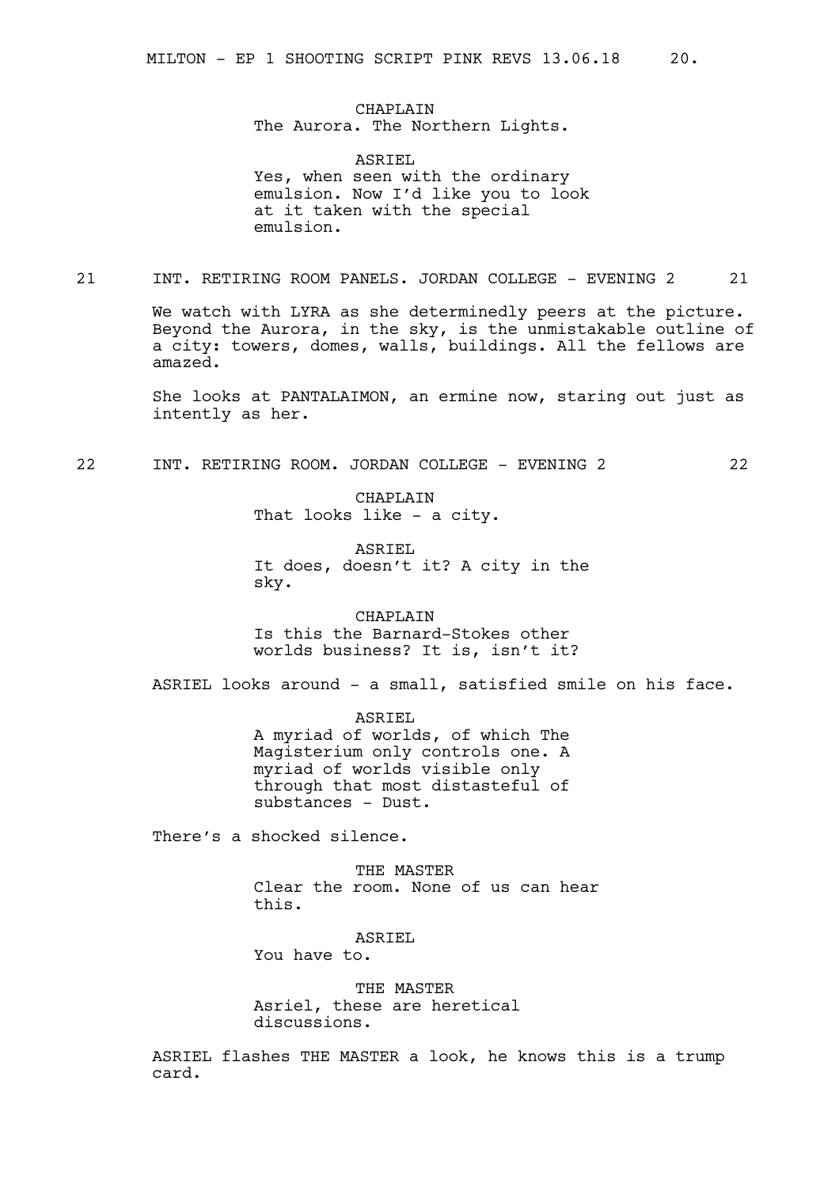CHAPLAIN
The Aurora. The Northern Lights.

ASRIEL
Yes, when seen with the ordinary emulsion. Now I'd like you to look at it taken with the special emulsion.

21 INT. RETIRING ROOM PANELS. JORDAN COLLEGE - EVENING 2 21

We watch with LYRA as she determinedly peers at the picture. Beyond the Aurora, in the sky, is the unmistakable outline of a city: towers, domes, walls, buildings. All the fellows are amazed.

She looks at PANTALAIMON, an ermine now, staring out just as intently as her.

22 INT. RETIRING ROOM. JORDAN COLLEGE - EVENING 2 22

CHAPLAIN
That looks like - a city.

ASRIEL
It does, doesn't it? A city in the sky.

CHAPLAIN
Is this the Barnard-Stokes other worlds business? It is, isn't it?

ASRIEL looks around - a small, satisfied smile on his face.

ASRIEL
A myriad of worlds, of which The Magisterium only controls one. A myriad of worlds visible only through that most distasteful of substances - Dust.

There's a shocked silence.

THE MASTER
Clear the room. None of us can hear this.

ASRIEL
You have to.

THE MASTER
Asriel, these are heretical discussions.

ASRIEL flashes THE MASTER a look, he knows this is a trump card.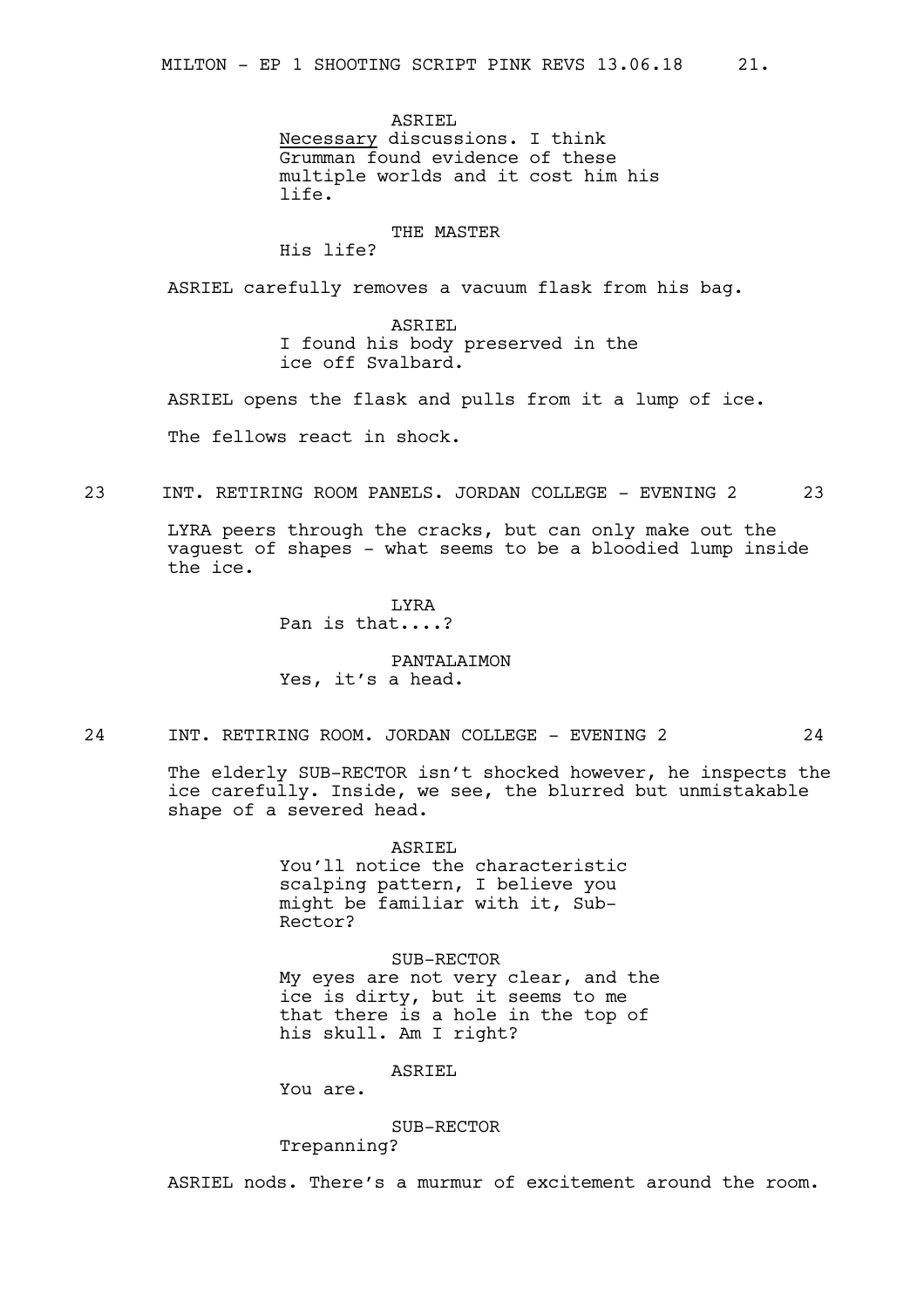ASRIEL
<u>Necessary</u> discussions. I think Grumman found evidence of these multiple worlds and it cost him his life.

THE MASTER
His life?

ASRIEL carefully removes a vacuum flask from his bag.

ASRIEL
I found his body preserved in the ice off Svalbard.

ASRIEL opens the flask and pulls from it a lump of ice.

The fellows react in shock.

23 INT. RETIRING ROOM PANELS. JORDAN COLLEGE - EVENING 2 23

LYRA peers through the cracks, but can only make out the vaguest of shapes - what seems to be a bloodied lump inside the ice.

LYRA
Pan is that....?

PANTALAIMON
Yes, it's a head.

24 INT. RETIRING ROOM. JORDAN COLLEGE - EVENING 2 24

The elderly SUB-RECTOR isn't shocked however, he inspects the ice carefully. Inside, we see, the blurred but unmistakable shape of a severed head.

ASRIEL
You'll notice the characteristic scalping pattern, I believe you might be familiar with it, Sub-Rector?

SUB-RECTOR
My eyes are not very clear, and the ice is dirty, but it seems to me that there is a hole in the top of his skull. Am I right?

ASRIEL
You are.

SUB-RECTOR
Trepanning?

ASRIEL nods. There's a murmur of excitement around the room.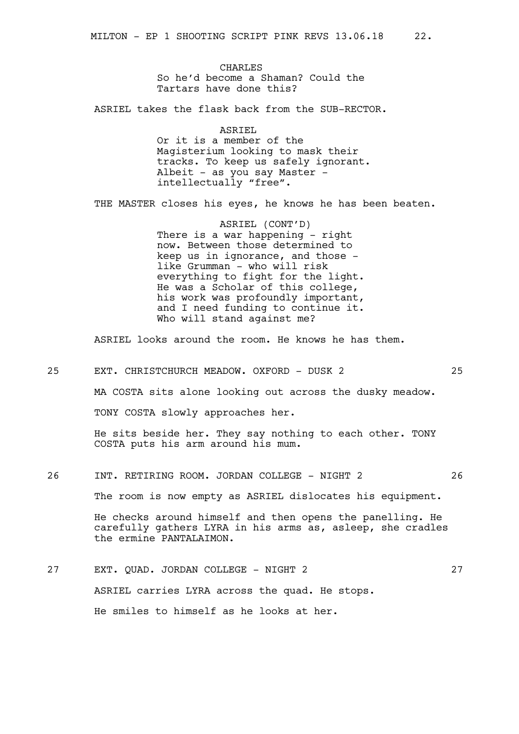CHARLES
So he'd become a Shaman? Could the Tartars have done this?

ASRIEL takes the flask back from the SUB-RECTOR.

ASRIEL
Or it is a member of the Magisterium looking to mask their tracks. To keep us safely ignorant. Albeit - as you say Master - intellectually "free".

THE MASTER closes his eyes, he knows he has been beaten.

ASRIEL (CONT'D)
There is a war happening - right now. Between those determined to keep us in ignorance, and those - like Grumman - who will risk everything to fight for the light. He was a Scholar of this college, his work was profoundly important, and I need funding to continue it. Who will stand against me?

ASRIEL looks around the room. He knows he has them.

25 EXT. CHRISTCHURCH MEADOW. OXFORD - DUSK 2 25

MA COSTA sits alone looking out across the dusky meadow.

TONY COSTA slowly approaches her.

He sits beside her. They say nothing to each other. TONY COSTA puts his arm around his mum.

26 INT. RETIRING ROOM. JORDAN COLLEGE - NIGHT 2 26

The room is now empty as ASRIEL dislocates his equipment.

He checks around himself and then opens the panelling. He carefully gathers LYRA in his arms as, asleep, she cradles the ermine PANTALAIMON.

27 EXT. QUAD. JORDAN COLLEGE - NIGHT 2 27

ASRIEL carries LYRA across the quad. He stops.

He smiles to himself as he looks at her.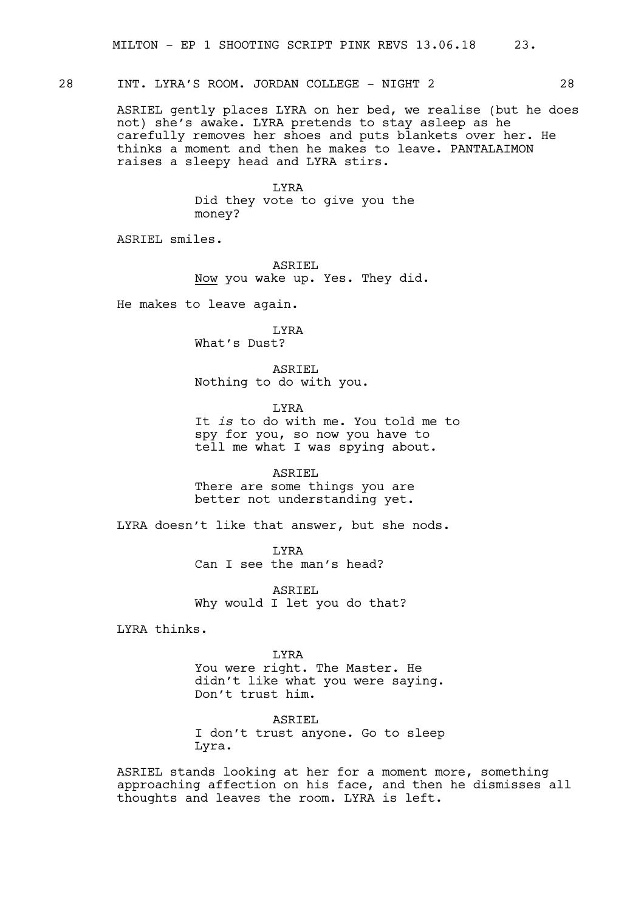28 INT. LYRA'S ROOM. JORDAN COLLEGE - NIGHT 2 28

ASRIEL gently places LYRA on her bed, we realise (but he does not) she's awake. LYRA pretends to stay asleep as he carefully removes her shoes and puts blankets over her. He thinks a moment and then he makes to leave. PANTALAIMON raises a sleepy head and LYRA stirs.

LYRA
Did they vote to give you the money?

ASRIEL smiles.

ASRIEL
Now you wake up. Yes. They did.

He makes to leave again.

LYRA
What's Dust?

ASRIEL
Nothing to do with you.

LYRA
It *is* to do with me. You told me to spy for you, so now you have to tell me what I was spying about.

ASRIEL
There are some things you are better not understanding yet.

LYRA doesn't like that answer, but she nods.

LYRA
Can I see the man's head?

ASRIEL
Why would I let you do that?

LYRA thinks.

LYRA
You were right. The Master. He didn't like what you were saying. Don't trust him.

ASRIEL
I don't trust anyone. Go to sleep Lyra.

ASRIEL stands looking at her for a moment more, something approaching affection on his face, and then he dismisses all thoughts and leaves the room. LYRA is left.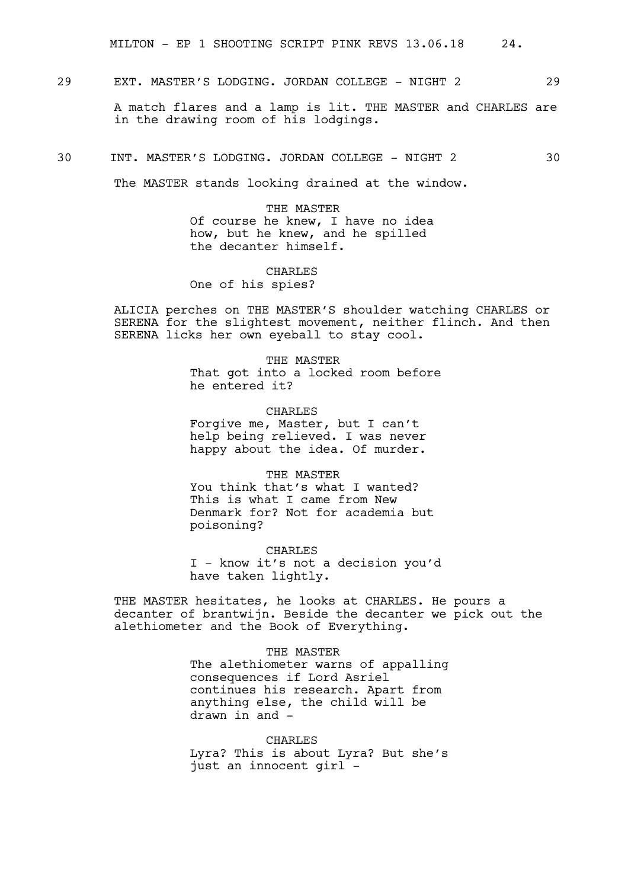29 EXT. MASTER'S LODGING. JORDAN COLLEGE - NIGHT 2 29

A match flares and a lamp is lit. THE MASTER and CHARLES are in the drawing room of his lodgings.

30 INT. MASTER'S LODGING. JORDAN COLLEGE - NIGHT 2 30

The MASTER stands looking drained at the window.

THE MASTER
Of course he knew, I have no idea how, but he knew, and he spilled the decanter himself.

CHARLES
One of his spies?

ALICIA perches on THE MASTER'S shoulder watching CHARLES or SERENA for the slightest movement, neither flinch. And then SERENA licks her own eyeball to stay cool.

THE MASTER
That got into a locked room before he entered it?

CHARLES
Forgive me, Master, but I can't help being relieved. I was never happy about the idea. Of murder.

THE MASTER
You think that's what I wanted? This is what I came from New Denmark for? Not for academia but poisoning?

CHARLES
I - know it's not a decision you'd have taken lightly.

THE MASTER hesitates, he looks at CHARLES. He pours a decanter of brantwijn. Beside the decanter we pick out the alethiometer and the Book of Everything.

THE MASTER
The alethiometer warns of appalling consequences if Lord Asriel continues his research. Apart from anything else, the child will be drawn in and -

CHARLES
Lyra? This is about Lyra? But she's just an innocent girl -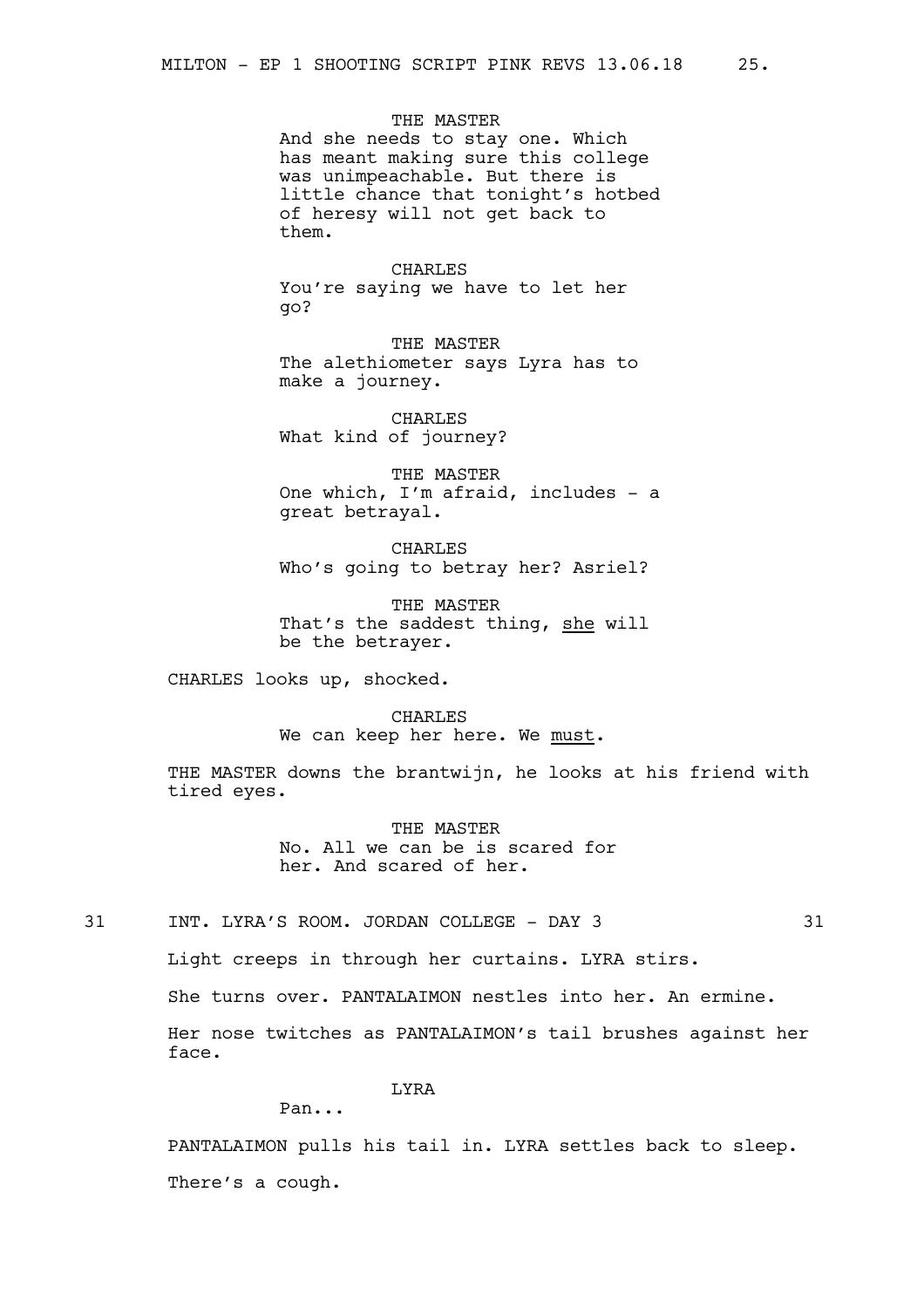THE MASTER
And she needs to stay one. Which has meant making sure this college was unimpeachable. But there is little chance that tonight's hotbed of heresy will not get back to them.

CHARLES
You're saying we have to let her go?

THE MASTER
The alethiometer says Lyra has to make a journey.

CHARLES
What kind of journey?

THE MASTER
One which, I'm afraid, includes - a great betrayal.

CHARLES
Who's going to betray her? Asriel?

THE MASTER
That's the saddest thing, <u>she</u> will be the betrayer.

CHARLES looks up, shocked.

CHARLES
We can keep her here. We <u>must</u>.

THE MASTER downs the brantwijn, he looks at his friend with tired eyes.

THE MASTER
No. All we can be is scared for her. And scared of her.

31 INT. LYRA'S ROOM. JORDAN COLLEGE - DAY 3 31

Light creeps in through her curtains. LYRA stirs.

She turns over. PANTALAIMON nestles into her. An ermine.

Her nose twitches as PANTALAIMON's tail brushes against her face.

LYRA
Pan...

PANTALAIMON pulls his tail in. LYRA settles back to sleep.

There's a cough.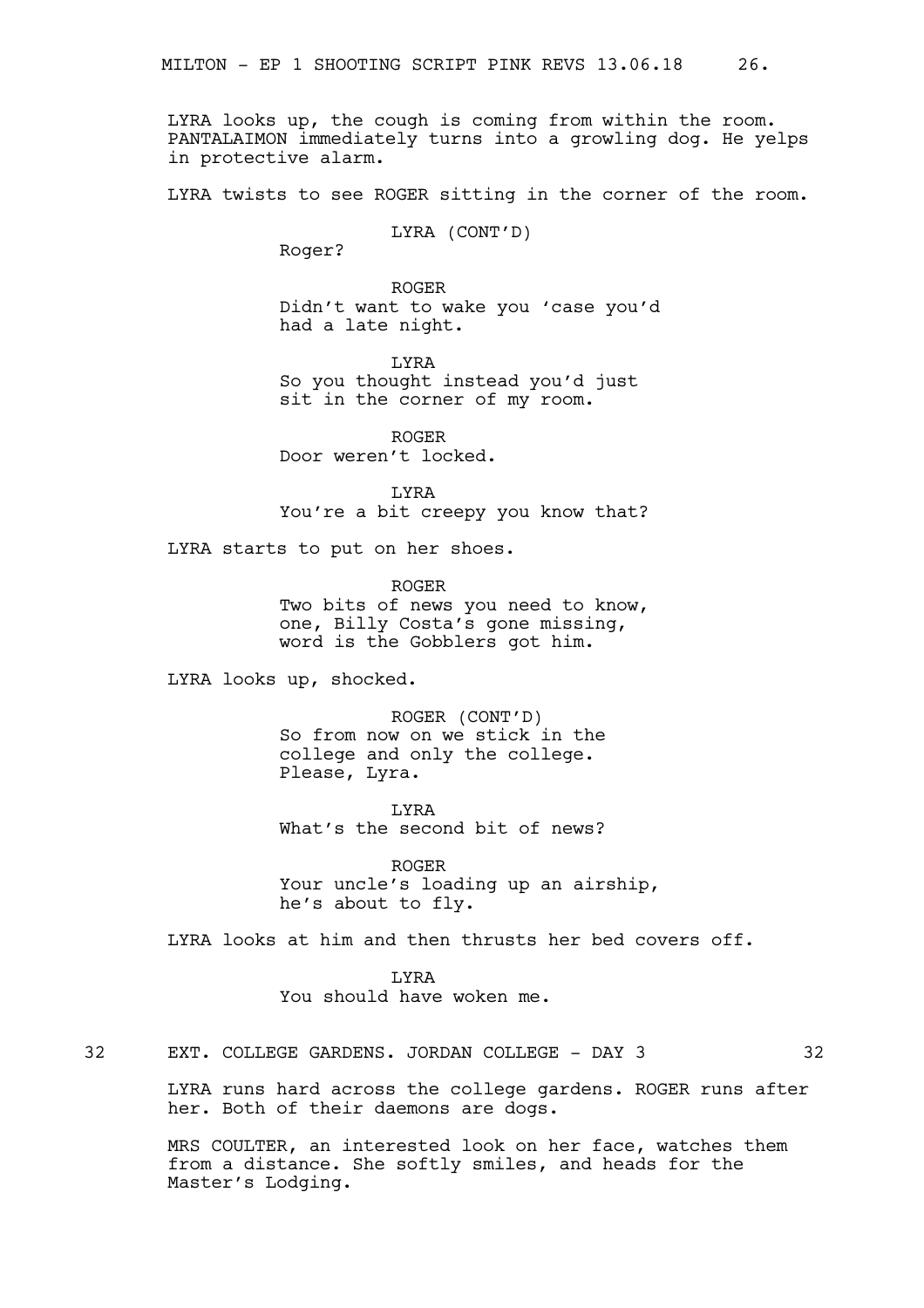LYRA looks up, the cough is coming from within the room. PANTALAIMON immediately turns into a growling dog. He yelps in protective alarm.

LYRA twists to see ROGER sitting in the corner of the room.

LYRA (CONT'D)
Roger?

ROGER
Didn't want to wake you 'case you'd had a late night.

LYRA
So you thought instead you'd just sit in the corner of my room.

ROGER
Door weren't locked.

LYRA
You're a bit creepy you know that?

LYRA starts to put on her shoes.

ROGER
Two bits of news you need to know, one, Billy Costa's gone missing, word is the Gobblers got him.

LYRA looks up, shocked.

ROGER (CONT'D)
So from now on we stick in the college and only the college. Please, Lyra.

LYRA
What's the second bit of news?

ROGER
Your uncle's loading up an airship, he's about to fly.

LYRA looks at him and then thrusts her bed covers off.

LYRA
You should have woken me.

32 EXT. COLLEGE GARDENS. JORDAN COLLEGE - DAY 3 32

LYRA runs hard across the college gardens. ROGER runs after her. Both of their daemons are dogs.

MRS COULTER, an interested look on her face, watches them from a distance. She softly smiles, and heads for the Master's Lodging.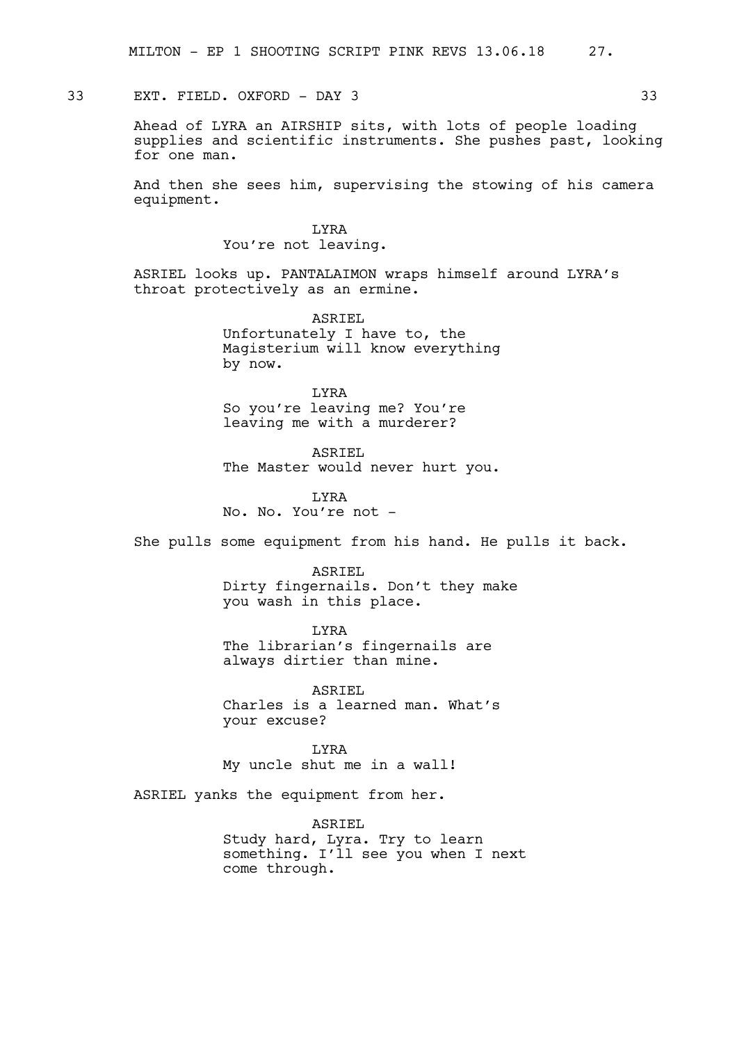33 EXT. FIELD. OXFORD - DAY 3 33

Ahead of LYRA an AIRSHIP sits, with lots of people loading supplies and scientific instruments. She pushes past, looking for one man.

And then she sees him, supervising the stowing of his camera equipment.

LYRA
You're not leaving.

ASRIEL looks up. PANTALAIMON wraps himself around LYRA's throat protectively as an ermine.

ASRIEL
Unfortunately I have to, the Magisterium will know everything by now.

LYRA
So you're leaving me? You're leaving me with a murderer?

ASRIEL
The Master would never hurt you.

LYRA
No. No. You're not -

She pulls some equipment from his hand. He pulls it back.

ASRIEL
Dirty fingernails. Don't they make you wash in this place.

LYRA
The librarian's fingernails are always dirtier than mine.

ASRIEL
Charles is a learned man. What's your excuse?

LYRA
My uncle shut me in a wall!

ASRIEL yanks the equipment from her.

ASRIEL
Study hard, Lyra. Try to learn something. I'll see you when I next come through.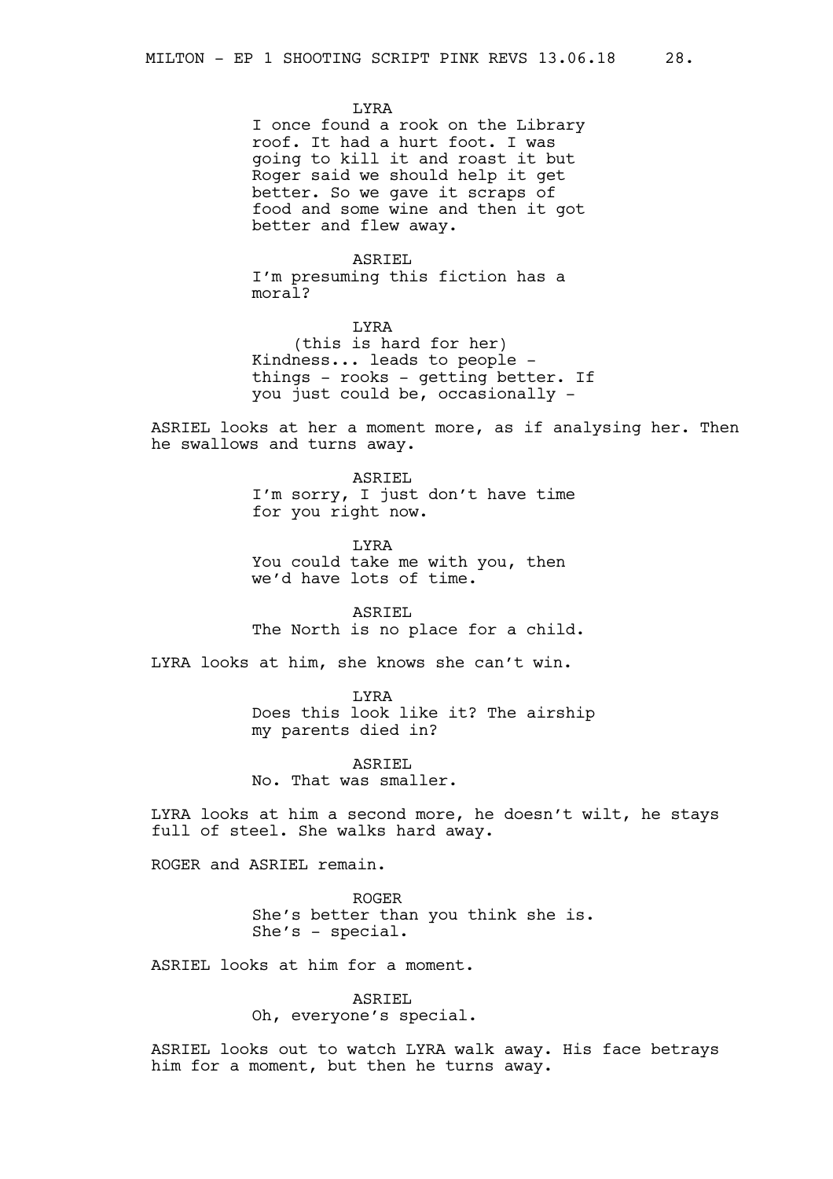LYRA
I once found a rook on the Library roof. It had a hurt foot. I was going to kill it and roast it but Roger said we should help it get better. So we gave it scraps of food and some wine and then it got better and flew away.

ASRIEL
I'm presuming this fiction has a moral?

LYRA
(this is hard for her)
Kindness... leads to people - things - rooks - getting better. If you just could be, occasionally -

ASRIEL looks at her a moment more, as if analysing her. Then he swallows and turns away.

ASRIEL
I'm sorry, I just don't have time for you right now.

LYRA
You could take me with you, then we'd have lots of time.

ASRIEL
The North is no place for a child.

LYRA looks at him, she knows she can't win.

LYRA
Does this look like it? The airship my parents died in?

ASRIEL
No. That was smaller.

LYRA looks at him a second more, he doesn't wilt, he stays full of steel. She walks hard away.

ROGER and ASRIEL remain.

ROGER
She's better than you think she is. She's - special.

ASRIEL looks at him for a moment.

ASRIEL
Oh, everyone's special.

ASRIEL looks out to watch LYRA walk away. His face betrays him for a moment, but then he turns away.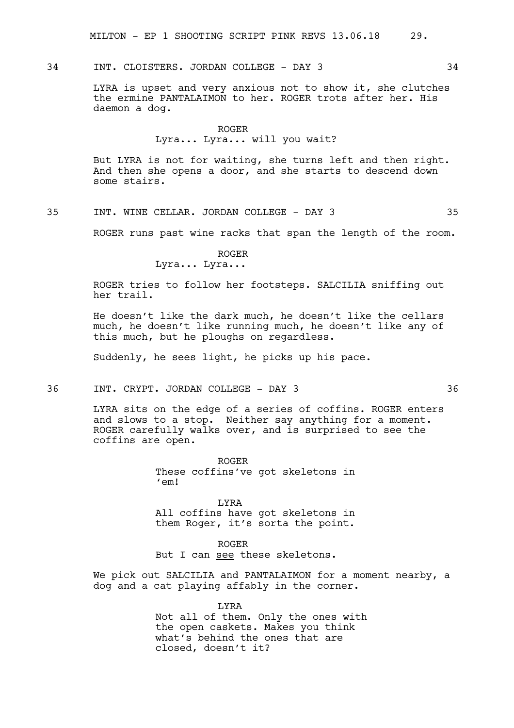34 INT. CLOISTERS. JORDAN COLLEGE - DAY 3 34

LYRA is upset and very anxious not to show it, she clutches the ermine PANTALAIMON to her. ROGER trots after her. His daemon a dog.

ROGER
Lyra... Lyra... will you wait?

But LYRA is not for waiting, she turns left and then right. And then she opens a door, and she starts to descend down some stairs.

35 INT. WINE CELLAR. JORDAN COLLEGE - DAY 3 35

ROGER runs past wine racks that span the length of the room.

ROGER
Lyra... Lyra...

ROGER tries to follow her footsteps. SALCILIA sniffing out her trail.

He doesn't like the dark much, he doesn't like the cellars much, he doesn't like running much, he doesn't like any of this much, but he ploughs on regardless.

Suddenly, he sees light, he picks up his pace.

36 INT. CRYPT. JORDAN COLLEGE - DAY 3 36

LYRA sits on the edge of a series of coffins. ROGER enters and slows to a stop. Neither say anything for a moment. ROGER carefully walks over, and is surprised to see the coffins are open.

ROGER
These coffins've got skeletons in 'em!

LYRA
All coffins have got skeletons in them Roger, it's sorta the point.

ROGER
But I can <u>see</u> these skeletons.

We pick out SALCILIA and PANTALAIMON for a moment nearby, a dog and a cat playing affably in the corner.

LYRA
Not all of them. Only the ones with the open caskets. Makes you think what's behind the ones that are closed, doesn't it?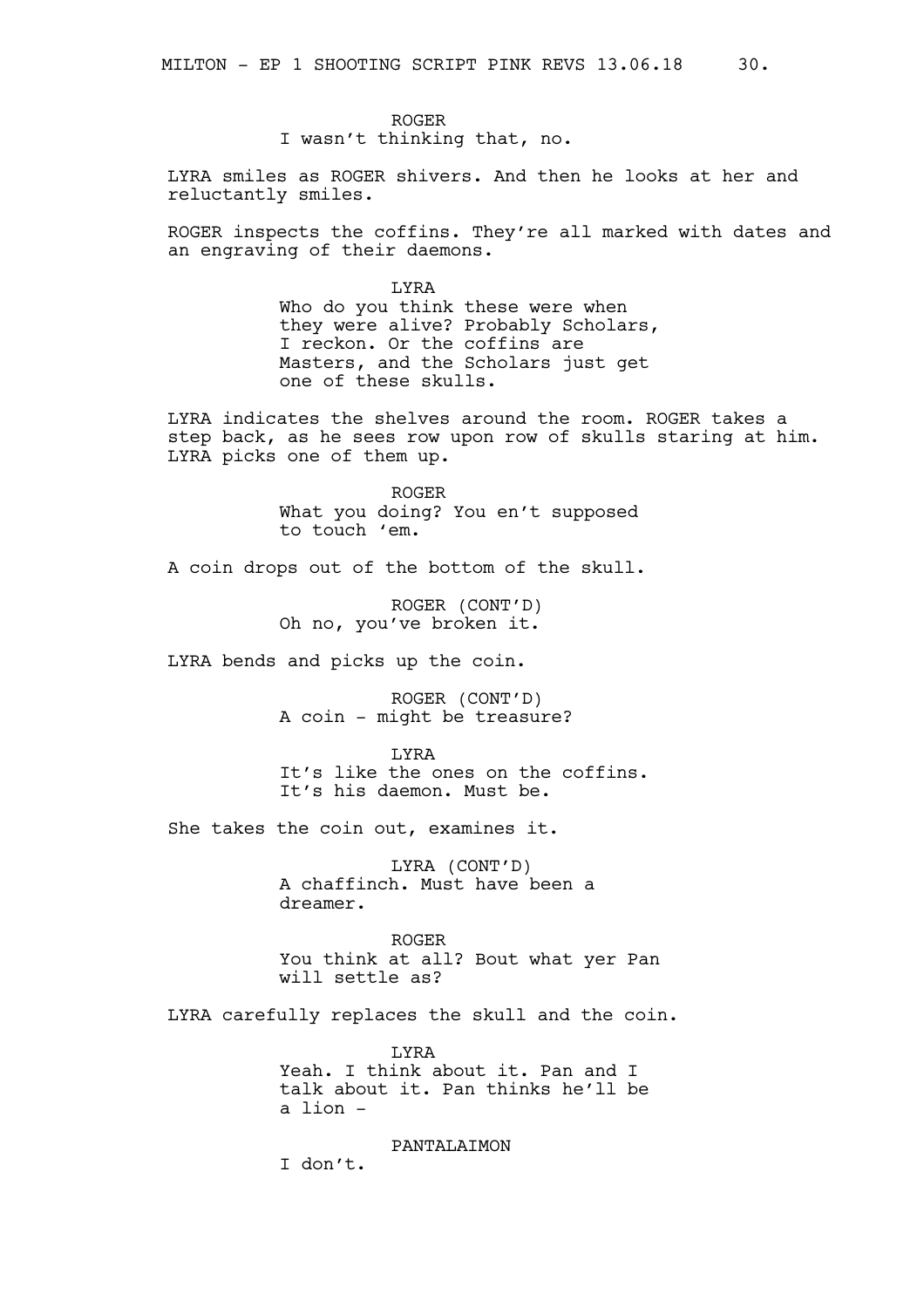ROGER
I wasn't thinking that, no.

LYRA smiles as ROGER shivers. And then he looks at her and reluctantly smiles.

ROGER inspects the coffins. They're all marked with dates and an engraving of their daemons.

LYRA
Who do you think these were when they were alive? Probably Scholars, I reckon. Or the coffins are Masters, and the Scholars just get one of these skulls.

LYRA indicates the shelves around the room. ROGER takes a step back, as he sees row upon row of skulls staring at him. LYRA picks one of them up.

ROGER
What you doing? You en't supposed to touch 'em.

A coin drops out of the bottom of the skull.

ROGER (CONT'D)
Oh no, you've broken it.

LYRA bends and picks up the coin.

ROGER (CONT'D)
A coin - might be treasure?

LYRA
It's like the ones on the coffins. It's his daemon. Must be.

She takes the coin out, examines it.

LYRA (CONT'D)
A chaffinch. Must have been a dreamer.

ROGER
You think at all? Bout what yer Pan will settle as?

LYRA carefully replaces the skull and the coin.

LYRA
Yeah. I think about it. Pan and I talk about it. Pan thinks he'll be a lion -

PANTALAIMON
I don't.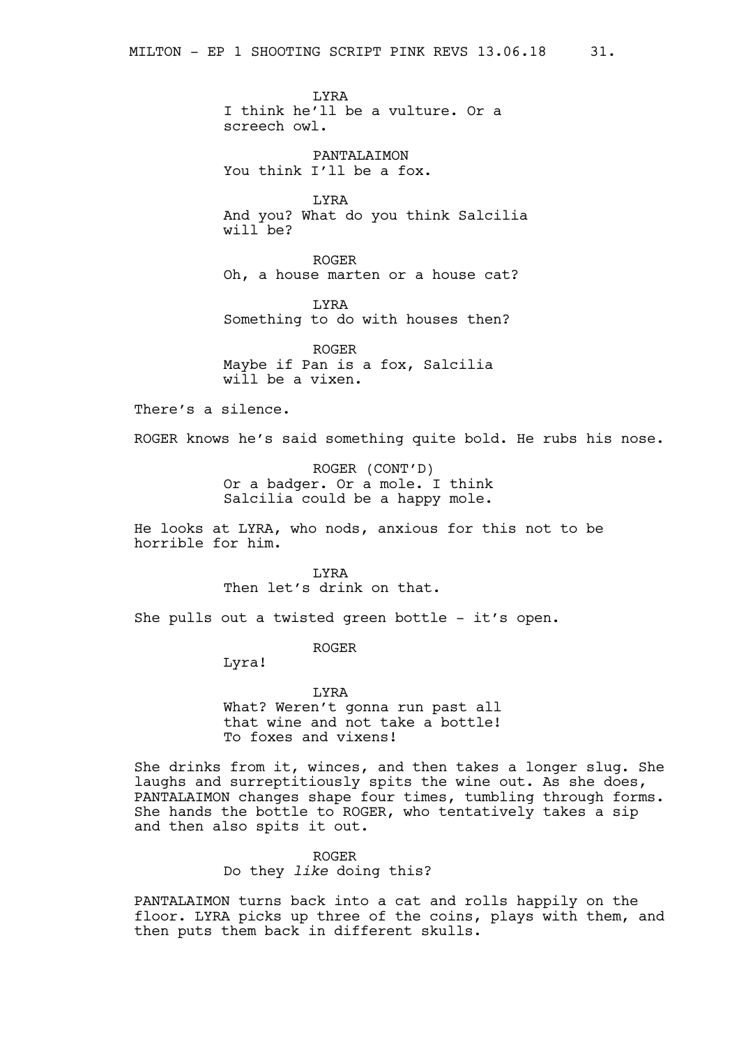LYRA
I think he'll be a vulture. Or a screech owl.

PANTALAIMON
You think I'll be a fox.

LYRA
And you? What do you think Salcilia will be?

ROGER
Oh, a house marten or a house cat?

LYRA
Something to do with houses then?

ROGER
Maybe if Pan is a fox, Salcilia will be a vixen.

There's a silence.

ROGER knows he's said something quite bold. He rubs his nose.

ROGER (CONT'D)
Or a badger. Or a mole. I think Salcilia could be a happy mole.

He looks at LYRA, who nods, anxious for this not to be horrible for him.

LYRA
Then let's drink on that.

She pulls out a twisted green bottle - it's open.

ROGER
Lyra!

LYRA
What? Weren't gonna run past all that wine and not take a bottle! To foxes and vixens!

She drinks from it, winces, and then takes a longer slug. She laughs and surreptitiously spits the wine out. As she does, PANTALAIMON changes shape four times, tumbling through forms. She hands the bottle to ROGER, who tentatively takes a sip and then also spits it out.

ROGER
Do they *like* doing this?

PANTALAIMON turns back into a cat and rolls happily on the floor. LYRA picks up three of the coins, plays with them, and then puts them back in different skulls.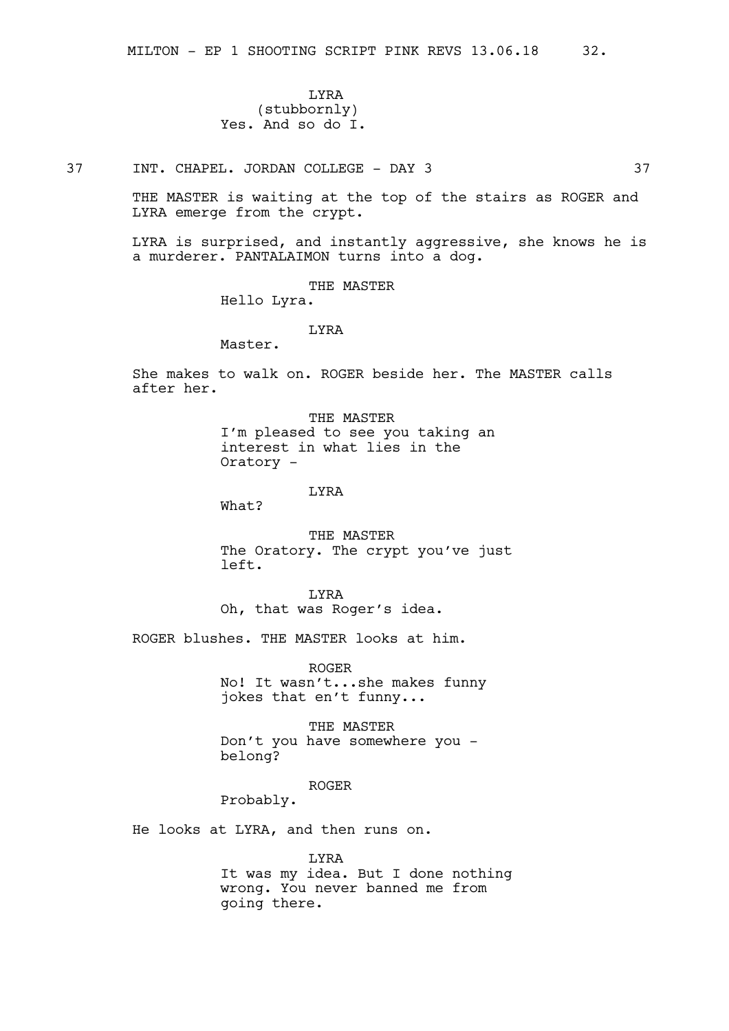LYRA
(stubbornly)
Yes. And so do I.

37 INT. CHAPEL. JORDAN COLLEGE - DAY 3 37

THE MASTER is waiting at the top of the stairs as ROGER and LYRA emerge from the crypt.

LYRA is surprised, and instantly aggressive, she knows he is a murderer. PANTALAIMON turns into a dog.

THE MASTER
Hello Lyra.

LYRA
Master.

She makes to walk on. ROGER beside her. The MASTER calls after her.

THE MASTER
I'm pleased to see you taking an interest in what lies in the Oratory -

LYRA
What?

THE MASTER
The Oratory. The crypt you've just left.

LYRA
Oh, that was Roger's idea.

ROGER blushes. THE MASTER looks at him.

ROGER
No! It wasn't...she makes funny jokes that en't funny...

THE MASTER
Don't you have somewhere you - belong?

ROGER
Probably.

He looks at LYRA, and then runs on.

LYRA
It was my idea. But I done nothing wrong. You never banned me from going there.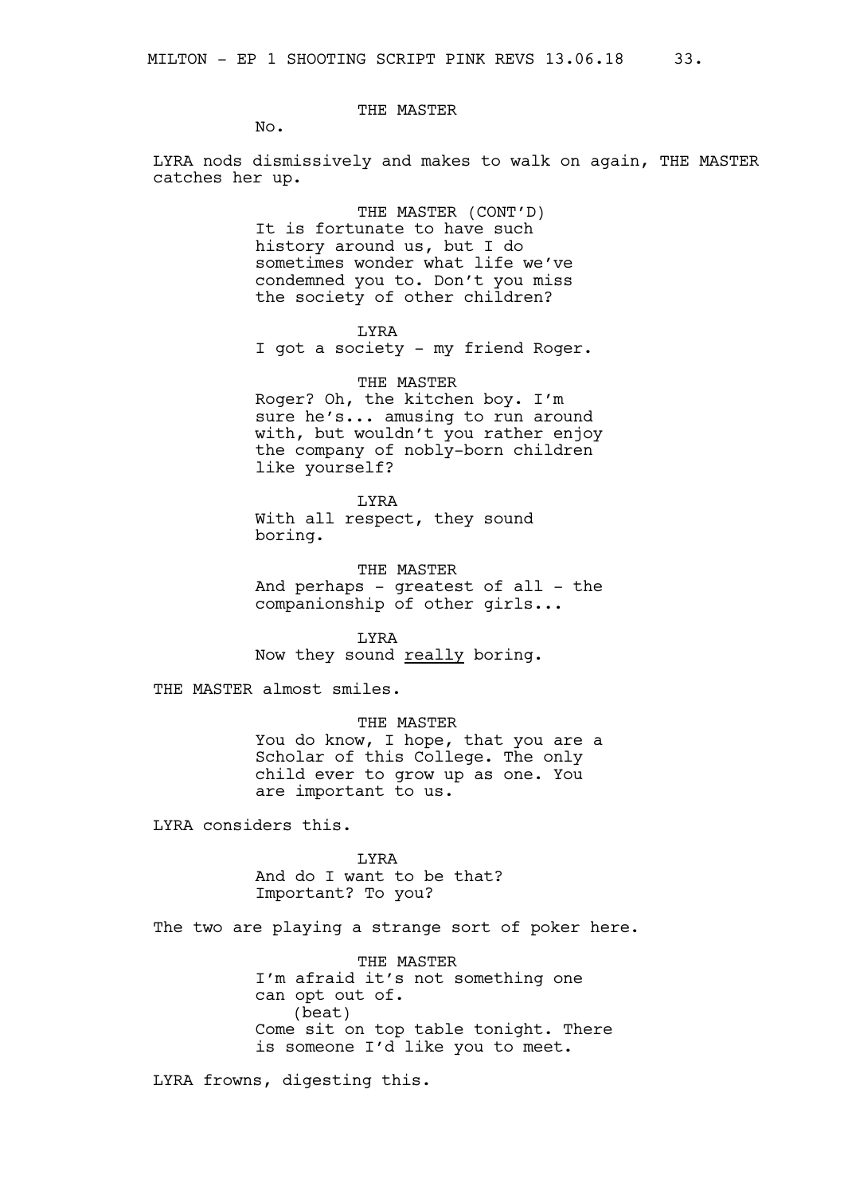THE MASTER

No.

LYRA nods dismissively and makes to walk on again, THE MASTER catches her up.

THE MASTER (CONT'D)

It is fortunate to have such history around us, but I do sometimes wonder what life we've condemned you to. Don't you miss the society of other children?

LYRA

I got a society - my friend Roger.

THE MASTER

Roger? Oh, the kitchen boy. I'm sure he's... amusing to run around with, but wouldn't you rather enjoy the company of nobly-born children like yourself?

LYRA

With all respect, they sound boring.

THE MASTER

And perhaps - greatest of all - the companionship of other girls...

LYRA

Now they sound <u>really</u> boring.

THE MASTER almost smiles.

THE MASTER

You do know, I hope, that you are a Scholar of this College. The only child ever to grow up as one. You are important to us.

LYRA considers this.

LYRA

And do I want to be that? Important? To you?

The two are playing a strange sort of poker here.

THE MASTER

I'm afraid it's not something one can opt out of.

(beat)

Come sit on top table tonight. There is someone I'd like you to meet.

LYRA frowns, digesting this.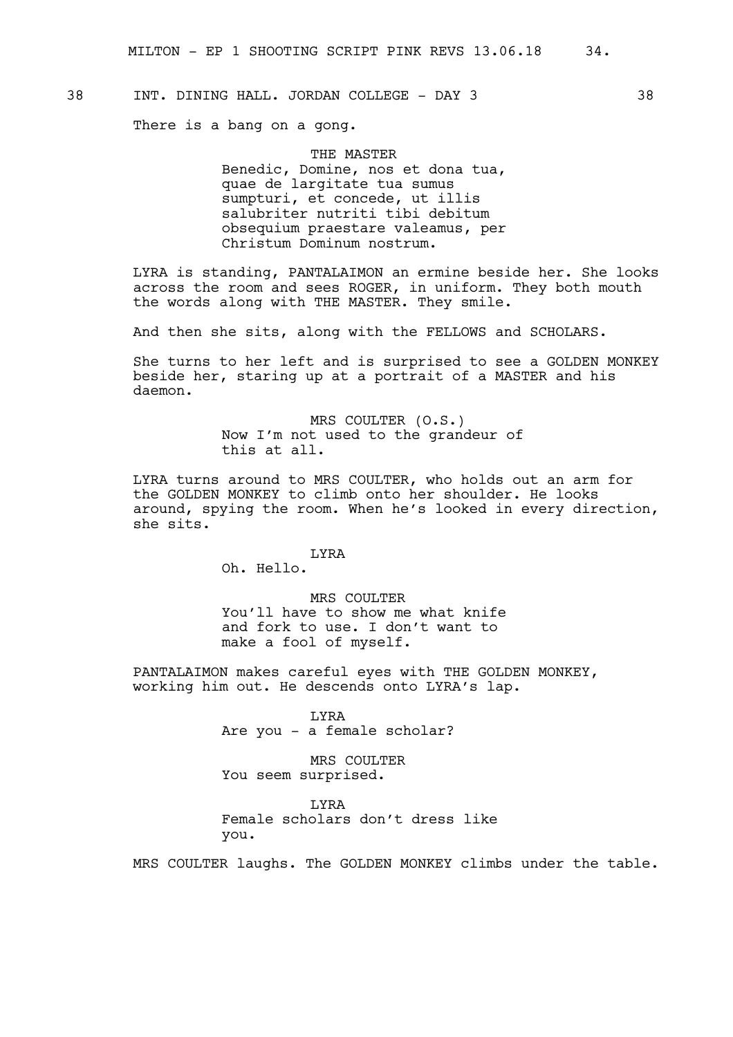38 INT. DINING HALL. JORDAN COLLEGE - DAY 3 38

There is a bang on a gong.

THE MASTER
Benedic, Domine, nos et dona tua, quae de largitate tua sumus sumpturi, et concede, ut illis salubriter nutriti tibi debitum obsequium praestare valeamus, per Christum Dominum nostrum.

LYRA is standing, PANTALAIMON an ermine beside her. She looks across the room and sees ROGER, in uniform. They both mouth the words along with THE MASTER. They smile.

And then she sits, along with the FELLOWS and SCHOLARS.

She turns to her left and is surprised to see a GOLDEN MONKEY beside her, staring up at a portrait of a MASTER and his daemon.

MRS COULTER (O.S.)
Now I'm not used to the grandeur of this at all.

LYRA turns around to MRS COULTER, who holds out an arm for the GOLDEN MONKEY to climb onto her shoulder. He looks around, spying the room. When he's looked in every direction, she sits.

LYRA
Oh. Hello.

MRS COULTER
You'll have to show me what knife and fork to use. I don't want to make a fool of myself.

PANTALAIMON makes careful eyes with THE GOLDEN MONKEY, working him out. He descends onto LYRA's lap.

LYRA
Are you - a female scholar?

MRS COULTER
You seem surprised.

LYRA
Female scholars don't dress like you.

MRS COULTER laughs. The GOLDEN MONKEY climbs under the table.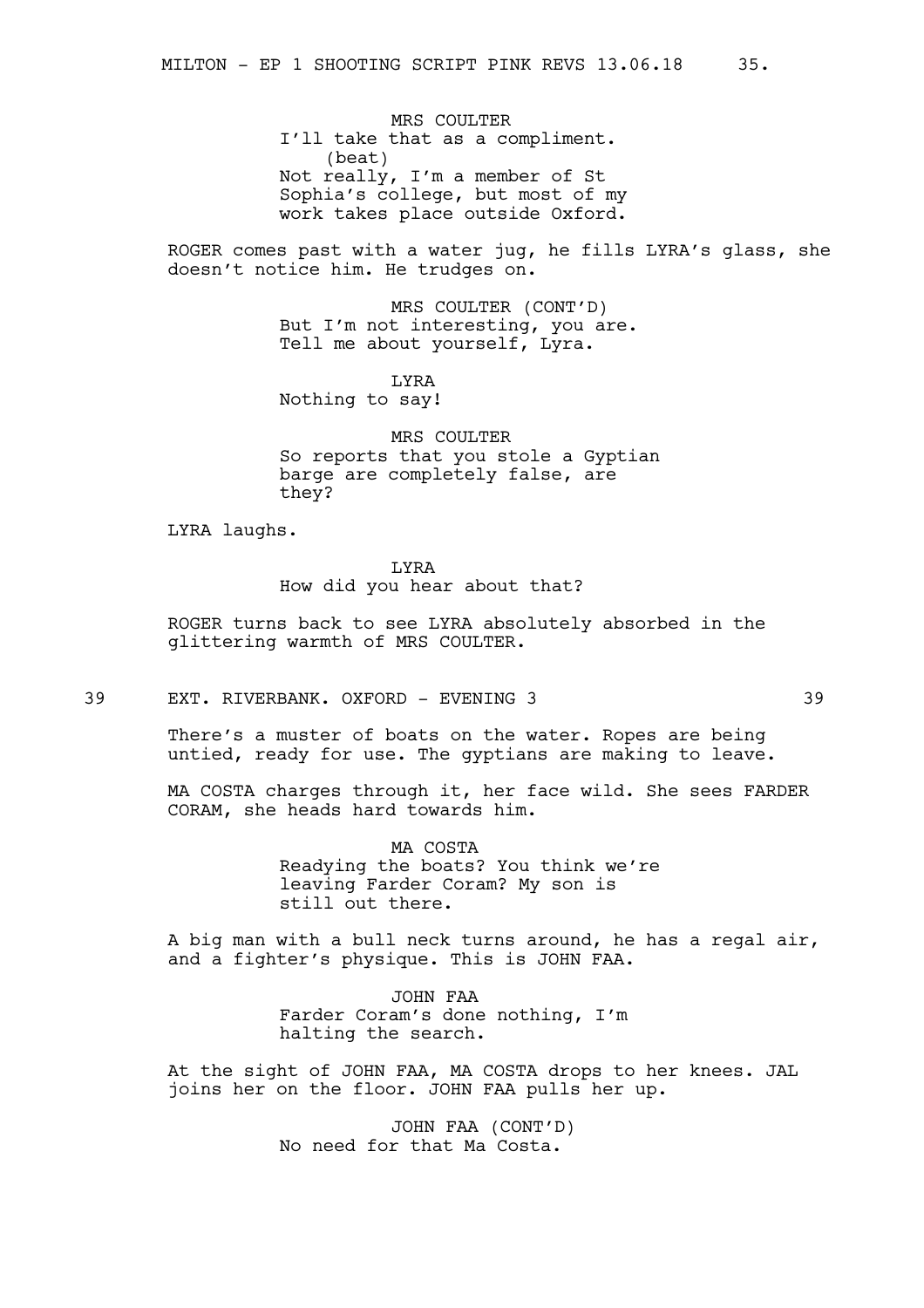MRS COULTER
I'll take that as a compliment.
(beat)
Not really, I'm a member of St Sophia's college, but most of my work takes place outside Oxford.

ROGER comes past with a water jug, he fills LYRA's glass, she doesn't notice him. He trudges on.

MRS COULTER (CONT'D)
But I'm not interesting, you are. Tell me about yourself, Lyra.

LYRA
Nothing to say!

MRS COULTER
So reports that you stole a Gyptian barge are completely false, are they?

LYRA laughs.

LYRA
How did you hear about that?

ROGER turns back to see LYRA absolutely absorbed in the glittering warmth of MRS COULTER.

39 EXT. RIVERBANK. OXFORD - EVENING 3 39

There's a muster of boats on the water. Ropes are being untied, ready for use. The gyptians are making to leave.

MA COSTA charges through it, her face wild. She sees FARDER CORAM, she heads hard towards him.

MA COSTA
Readying the boats? You think we're leaving Farder Coram? My son is still out there.

A big man with a bull neck turns around, he has a regal air, and a fighter's physique. This is JOHN FAA.

JOHN FAA
Farder Coram's done nothing, I'm halting the search.

At the sight of JOHN FAA, MA COSTA drops to her knees. JAL joins her on the floor. JOHN FAA pulls her up.

JOHN FAA (CONT'D)
No need for that Ma Costa.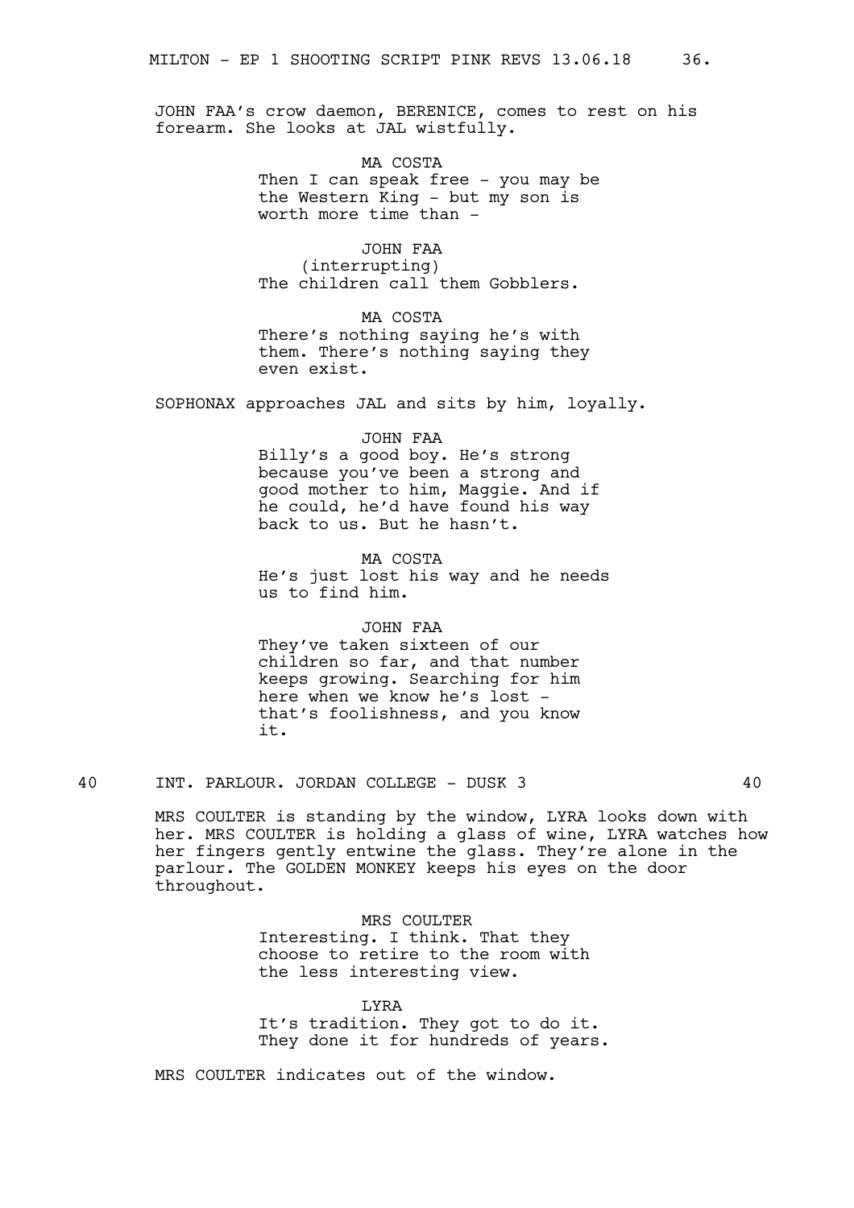JOHN FAA's crow daemon, BERENICE, comes to rest on his forearm. She looks at JAL wistfully.

MA COSTA
Then I can speak free - you may be the Western King - but my son is worth more time than -

JOHN FAA
(interrupting)
The children call them Gobblers.

MA COSTA
There's nothing saying he's with them. There's nothing saying they even exist.

SOPHONAX approaches JAL and sits by him, loyally.

JOHN FAA
Billy's a good boy. He's strong because you've been a strong and good mother to him, Maggie. And if he could, he'd have found his way back to us. But he hasn't.

MA COSTA
He's just lost his way and he needs us to find him.

JOHN FAA
They've taken sixteen of our children so far, and that number keeps growing. Searching for him here when we know he's lost - that's foolishness, and you know it.

## 40 INT. PARLOUR. JORDAN COLLEGE - DUSK 3 40

MRS COULTER is standing by the window, LYRA looks down with her. MRS COULTER is holding a glass of wine, LYRA watches how her fingers gently entwine the glass. They're alone in the parlour. The GOLDEN MONKEY keeps his eyes on the door throughout.

MRS COULTER
Interesting. I think. That they choose to retire to the room with the less interesting view.

LYRA
It's tradition. They got to do it. They done it for hundreds of years.

MRS COULTER indicates out of the window.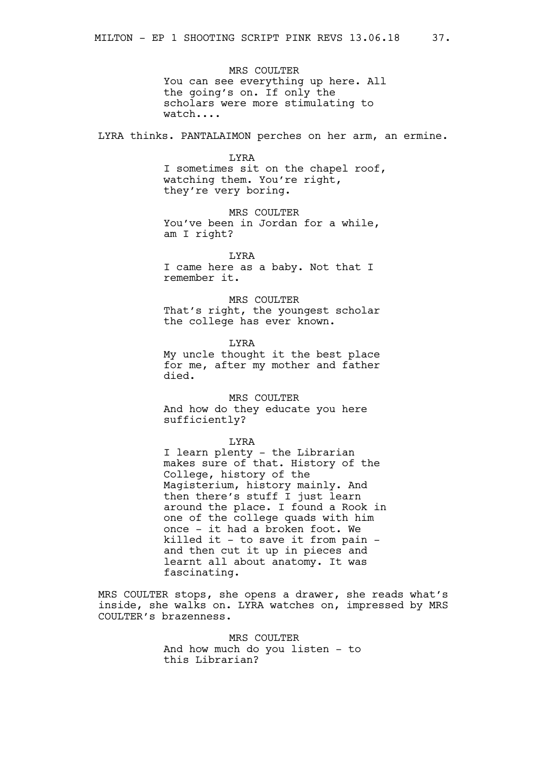MRS COULTER
You can see everything up here. All the going's on. If only the scholars were more stimulating to watch....

LYRA thinks. PANTALAIMON perches on her arm, an ermine.

LYRA
I sometimes sit on the chapel roof, watching them. You're right, they're very boring.

MRS COULTER
You've been in Jordan for a while, am I right?

LYRA
I came here as a baby. Not that I remember it.

MRS COULTER
That's right, the youngest scholar the college has ever known.

LYRA
My uncle thought it the best place for me, after my mother and father died.

MRS COULTER
And how do they educate you here sufficiently?

LYRA
I learn plenty - the Librarian makes sure of that. History of the College, history of the Magisterium, history mainly. And then there's stuff I just learn around the place. I found a Rook in one of the college quads with him once - it had a broken foot. We killed it - to save it from pain - and then cut it up in pieces and learnt all about anatomy. It was fascinating.

MRS COULTER stops, she opens a drawer, she reads what's inside, she walks on. LYRA watches on, impressed by MRS COULTER's brazenness.

MRS COULTER
And how much do you listen - to this Librarian?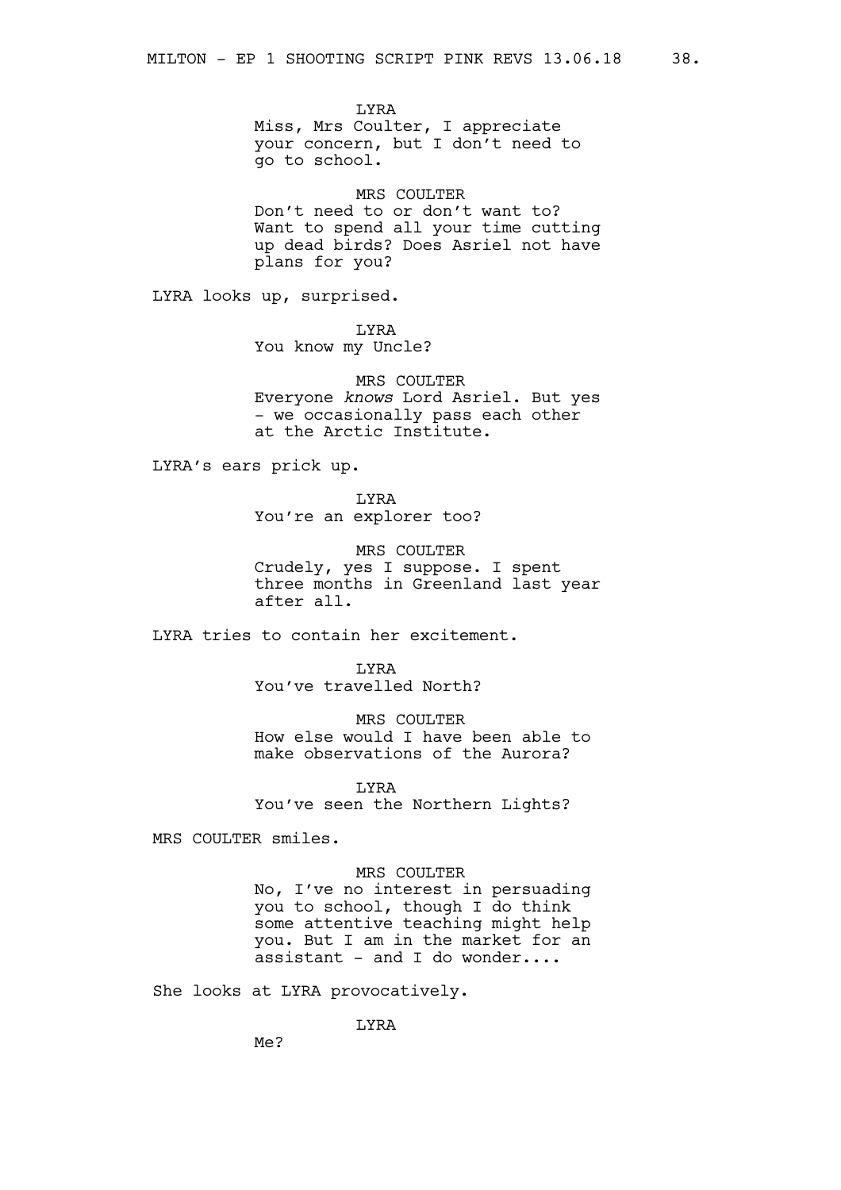LYRA

Miss, Mrs Coulter, I appreciate your concern, but I don't need to go to school.

MRS COULTER

Don't need to or don't want to? Want to spend all your time cutting up dead birds? Does Asriel not have plans for you?

LYRA looks up, surprised.

LYRA

You know my Uncle?

MRS COULTER

Everyone *knows* Lord Asriel. But yes - we occasionally pass each other at the Arctic Institute.

LYRA's ears prick up.

LYRA

You're an explorer too?

MRS COULTER

Crudely, yes I suppose. I spent three months in Greenland last year after all.

LYRA tries to contain her excitement.

LYRA

You've travelled North?

MRS COULTER

How else would I have been able to make observations of the Aurora?

LYRA

You've seen the Northern Lights?

MRS COULTER smiles.

MRS COULTER

No, I've no interest in persuading you to school, though I do think some attentive teaching might help you. But I am in the market for an assistant - and I do wonder....

She looks at LYRA provocatively.

LYRA

Me?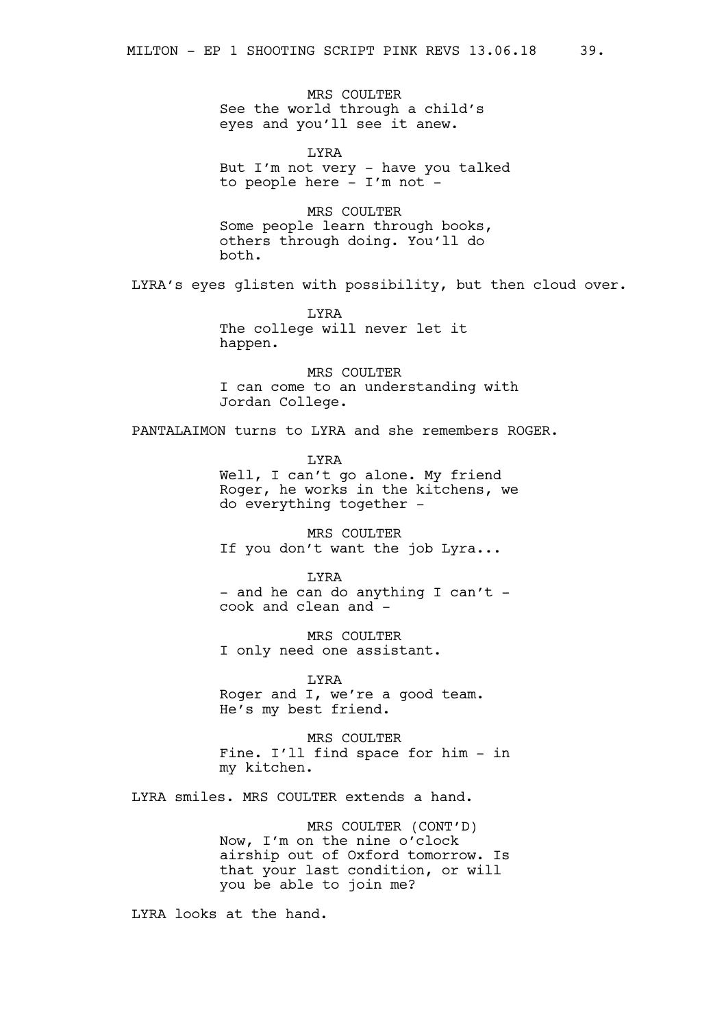MRS COULTER
See the world through a child's eyes and you'll see it anew.

LYRA
But I'm not very - have you talked to people here - I'm not -

MRS COULTER
Some people learn through books, others through doing. You'll do both.

LYRA's eyes glisten with possibility, but then cloud over.

LYRA
The college will never let it happen.

MRS COULTER
I can come to an understanding with Jordan College.

PANTALAIMON turns to LYRA and she remembers ROGER.

LYRA
Well, I can't go alone. My friend Roger, he works in the kitchens, we do everything together -

MRS COULTER
If you don't want the job Lyra...

LYRA
- and he can do anything I can't - cook and clean and -

MRS COULTER
I only need one assistant.

LYRA
Roger and I, we're a good team. He's my best friend.

MRS COULTER
Fine. I'll find space for him - in my kitchen.

LYRA smiles. MRS COULTER extends a hand.

MRS COULTER (CONT'D)
Now, I'm on the nine o'clock airship out of Oxford tomorrow. Is that your last condition, or will you be able to join me?

LYRA looks at the hand.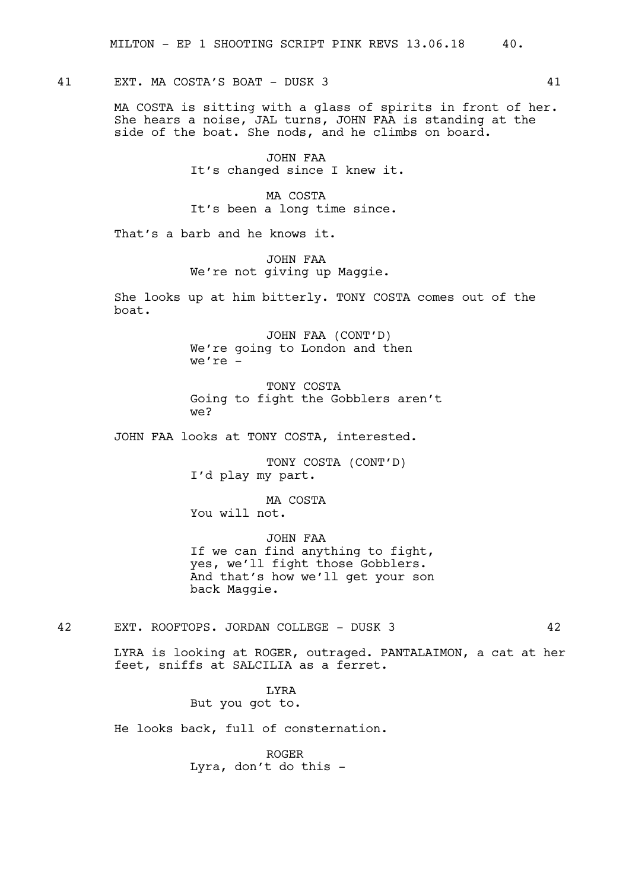41 EXT. MA COSTA'S BOAT - DUSK 3 41

MA COSTA is sitting with a glass of spirits in front of her. She hears a noise, JAL turns, JOHN FAA is standing at the side of the boat. She nods, and he climbs on board.

JOHN FAA
It's changed since I knew it.

MA COSTA
It's been a long time since.

That's a barb and he knows it.

JOHN FAA
We're not giving up Maggie.

She looks up at him bitterly. TONY COSTA comes out of the boat.

JOHN FAA (CONT'D)
We're going to London and then we're -

TONY COSTA
Going to fight the Gobblers aren't we?

JOHN FAA looks at TONY COSTA, interested.

TONY COSTA (CONT'D)
I'd play my part.

MA COSTA
You will not.

JOHN FAA
If we can find anything to fight, yes, we'll fight those Gobblers. And that's how we'll get your son back Maggie.

42 EXT. ROOFTOPS. JORDAN COLLEGE - DUSK 3 42

LYRA is looking at ROGER, outraged. PANTALAIMON, a cat at her feet, sniffs at SALCILIA as a ferret.

LYRA
But you got to.

He looks back, full of consternation.

ROGER
Lyra, don't do this -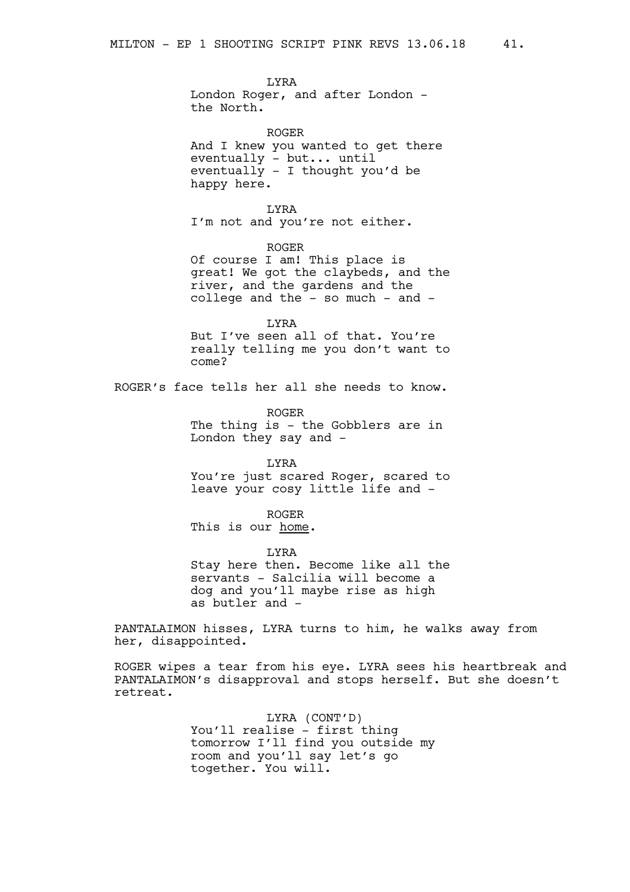LYRA
London Roger, and after London - the North.

ROGER
And I knew you wanted to get there eventually - but... until eventually - I thought you'd be happy here.

LYRA
I'm not and you're not either.

ROGER
Of course I am! This place is great! We got the claybeds, and the river, and the gardens and the college and the - so much - and -

LYRA
But I've seen all of that. You're really telling me you don't want to come?

ROGER's face tells her all she needs to know.

ROGER
The thing is - the Gobblers are in London they say and -

LYRA
You're just scared Roger, scared to leave your cosy little life and -

ROGER
This is our <u>home</u>.

LYRA
Stay here then. Become like all the servants - Salcilia will become a dog and you'll maybe rise as high as butler and -

PANTALAIMON hisses, LYRA turns to him, he walks away from her, disappointed.

ROGER wipes a tear from his eye. LYRA sees his heartbreak and PANTALAIMON's disapproval and stops herself. But she doesn't retreat.

LYRA (CONT'D)
You'll realise - first thing tomorrow I'll find you outside my room and you'll say let's go together. You will.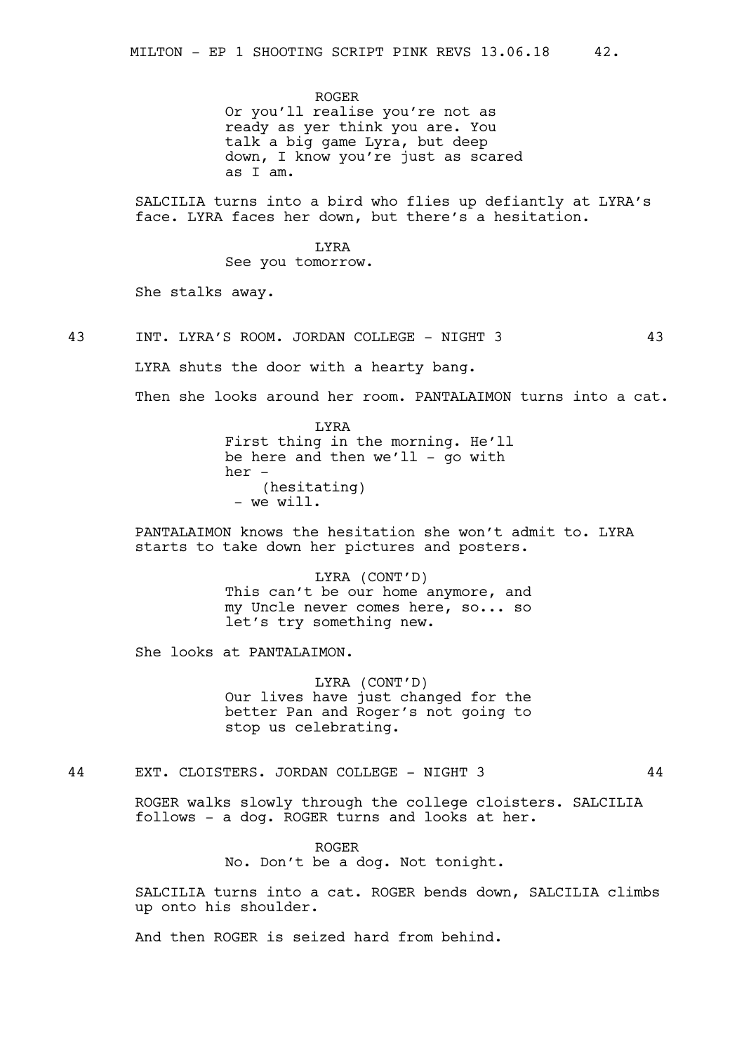ROGER
Or you'll realise you're not as ready as yer think you are. You talk a big game Lyra, but deep down, I know you're just as scared as I am.

SALCILIA turns into a bird who flies up defiantly at LYRA's face. LYRA faces her down, but there's a hesitation.

LYRA
See you tomorrow.

She stalks away.

43 INT. LYRA'S ROOM. JORDAN COLLEGE - NIGHT 3 43

LYRA shuts the door with a hearty bang.

Then she looks around her room. PANTALAIMON turns into a cat.

LYRA
First thing in the morning. He'll be here and then we'll - go with her -
(hesitating)
- we will.

PANTALAIMON knows the hesitation she won't admit to. LYRA starts to take down her pictures and posters.

LYRA (CONT'D)
This can't be our home anymore, and my Uncle never comes here, so... so let's try something new.

She looks at PANTALAIMON.

LYRA (CONT'D)
Our lives have just changed for the better Pan and Roger's not going to stop us celebrating.

44 EXT. CLOISTERS. JORDAN COLLEGE - NIGHT 3 44

ROGER walks slowly through the college cloisters. SALCILIA follows - a dog. ROGER turns and looks at her.

ROGER
No. Don't be a dog. Not tonight.

SALCILIA turns into a cat. ROGER bends down, SALCILIA climbs up onto his shoulder.

And then ROGER is seized hard from behind.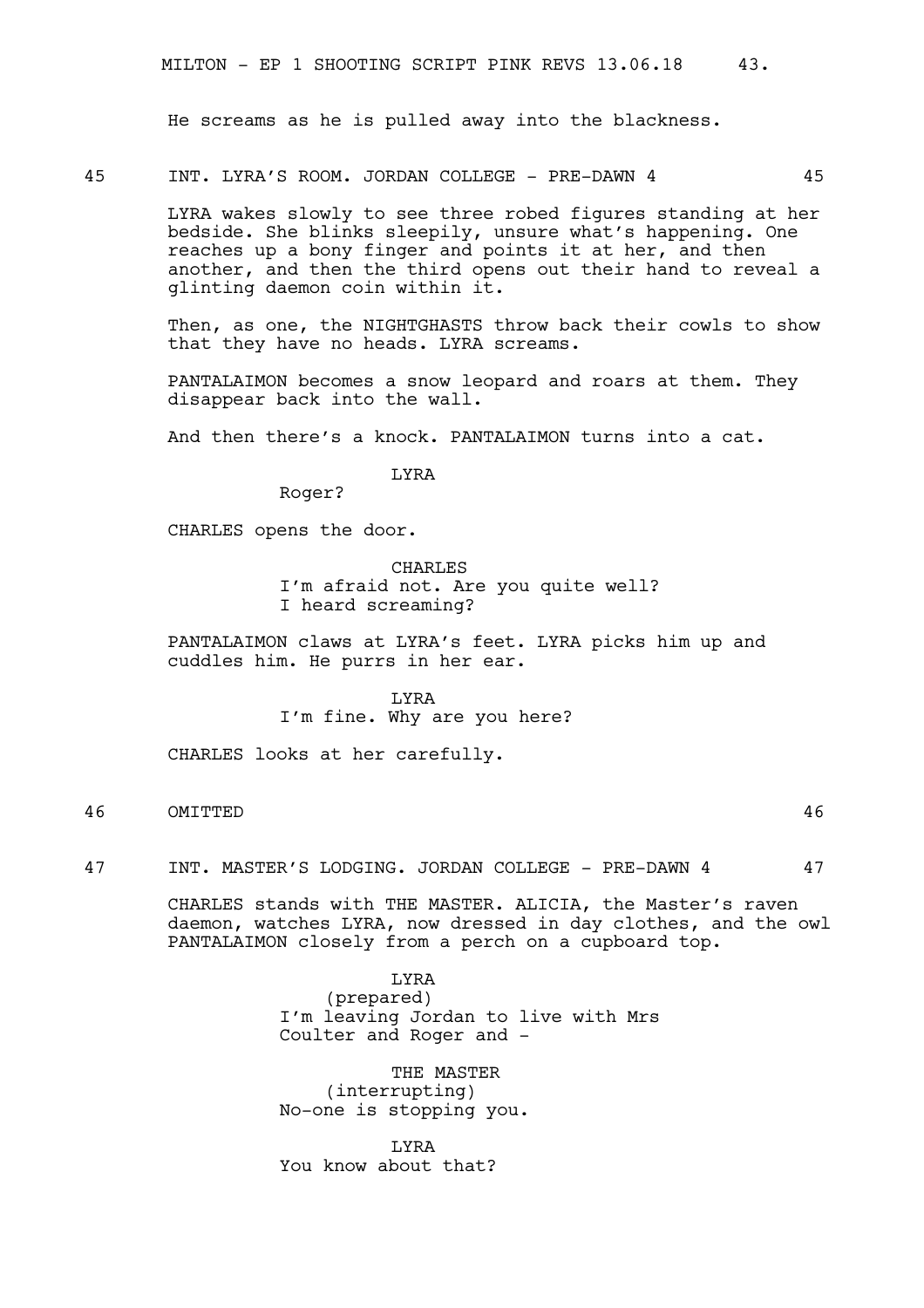He screams as he is pulled away into the blackness.

45 INT. LYRA'S ROOM. JORDAN COLLEGE - PRE-DAWN 4 45

LYRA wakes slowly to see three robed figures standing at her bedside. She blinks sleepily, unsure what's happening. One reaches up a bony finger and points it at her, and then another, and then the third opens out their hand to reveal a glinting daemon coin within it.

Then, as one, the NIGHTGHASTS throw back their cowls to show that they have no heads. LYRA screams.

PANTALAIMON becomes a snow leopard and roars at them. They disappear back into the wall.

And then there's a knock. PANTALAIMON turns into a cat.

LYRA
Roger?

CHARLES opens the door.

CHARLES
I'm afraid not. Are you quite well? I heard screaming?

PANTALAIMON claws at LYRA's feet. LYRA picks him up and cuddles him. He purrs in her ear.

LYRA
I'm fine. Why are you here?

CHARLES looks at her carefully.

46 OMITTED 46

47 INT. MASTER'S LODGING. JORDAN COLLEGE - PRE-DAWN 4 47

CHARLES stands with THE MASTER. ALICIA, the Master's raven daemon, watches LYRA, now dressed in day clothes, and the owl PANTALAIMON closely from a perch on a cupboard top.

LYRA
(prepared)
I'm leaving Jordan to live with Mrs Coulter and Roger and -

THE MASTER
(interrupting)
No-one is stopping you.

LYRA
You know about that?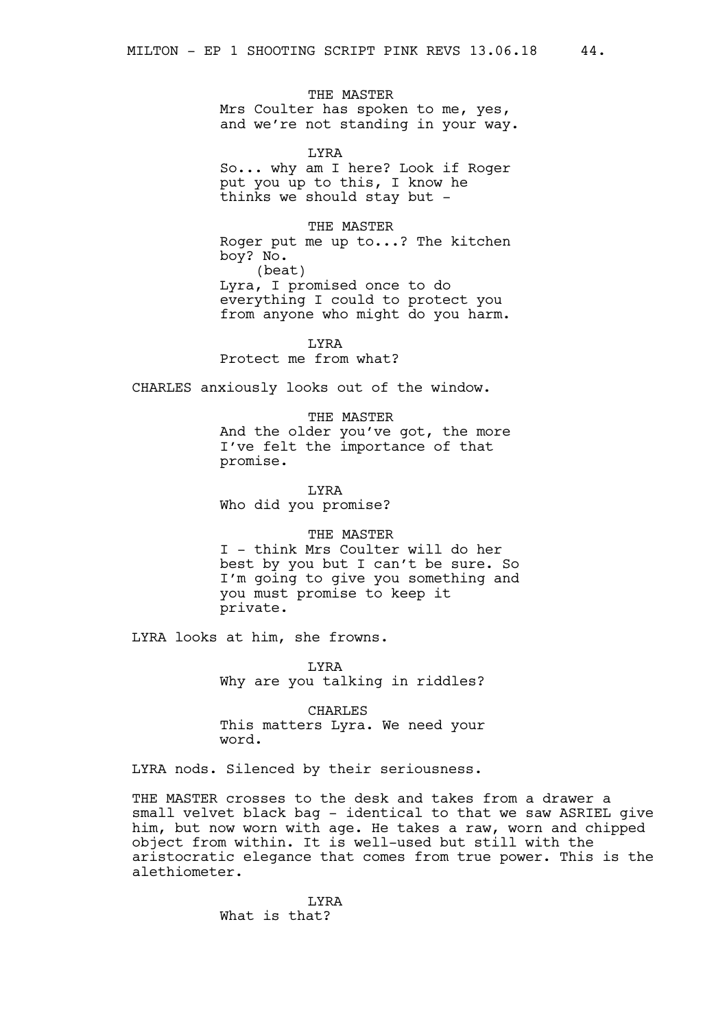THE MASTER
Mrs Coulter has spoken to me, yes, and we're not standing in your way.

LYRA
So... why am I here? Look if Roger put you up to this, I know he thinks we should stay but -

THE MASTER
Roger put me up to...? The kitchen boy? No.
(beat)
Lyra, I promised once to do everything I could to protect you from anyone who might do you harm.

LYRA
Protect me from what?

CHARLES anxiously looks out of the window.

THE MASTER
And the older you've got, the more I've felt the importance of that promise.

LYRA
Who did you promise?

THE MASTER
I - think Mrs Coulter will do her best by you but I can't be sure. So I'm going to give you something and you must promise to keep it private.

LYRA looks at him, she frowns.

LYRA
Why are you talking in riddles?

CHARLES
This matters Lyra. We need your word.

LYRA nods. Silenced by their seriousness.

THE MASTER crosses to the desk and takes from a drawer a small velvet black bag - identical to that we saw ASRIEL give him, but now worn with age. He takes a raw, worn and chipped object from within. It is well-used but still with the aristocratic elegance that comes from true power. This is the alethiometer.

LYRA
What is that?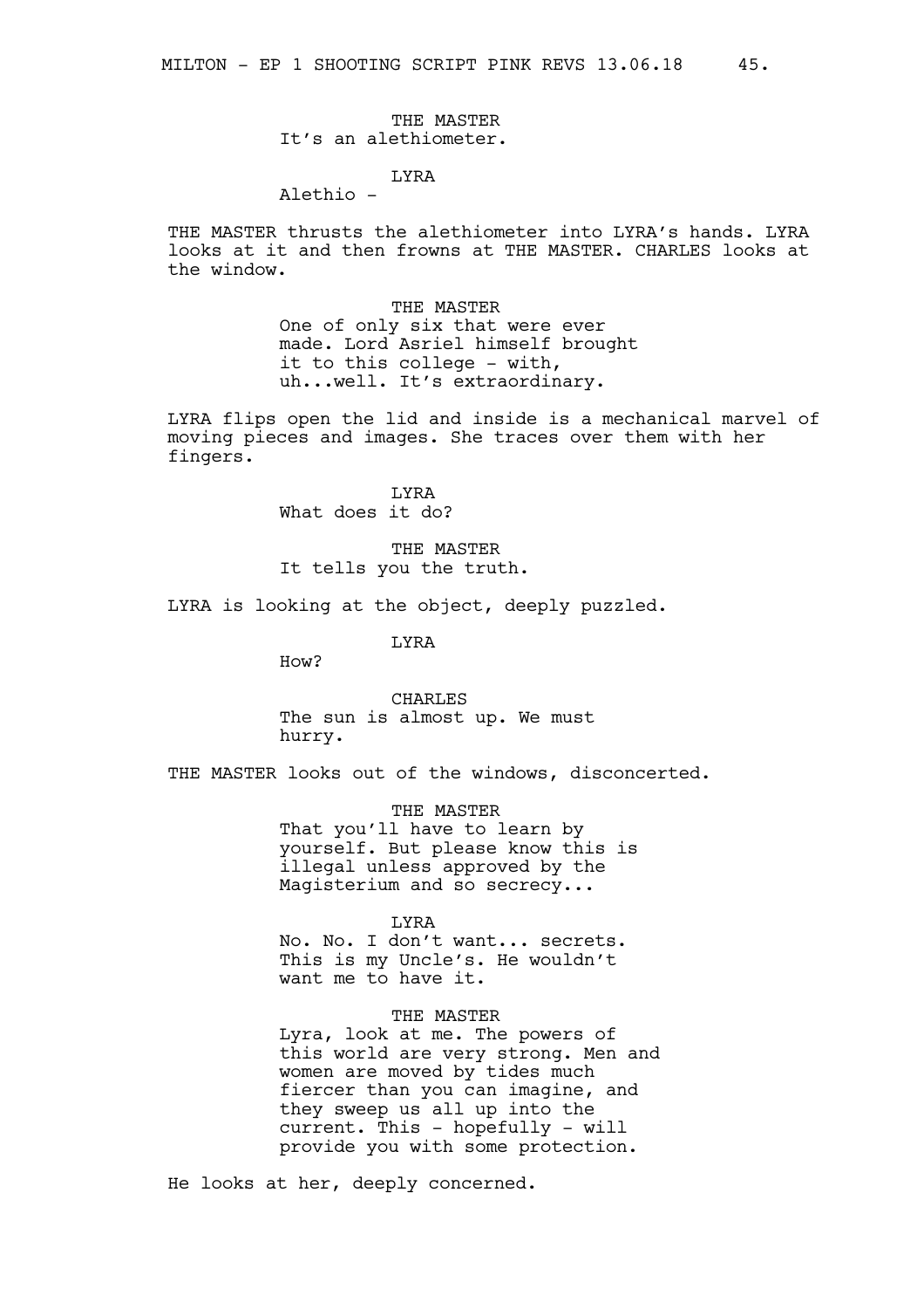THE MASTER
It's an alethiometer.

LYRA
Alethio -

THE MASTER thrusts the alethiometer into LYRA's hands. LYRA looks at it and then frowns at THE MASTER. CHARLES looks at the window.

THE MASTER
One of only six that were ever made. Lord Asriel himself brought it to this college - with, uh...well. It's extraordinary.

LYRA flips open the lid and inside is a mechanical marvel of moving pieces and images. She traces over them with her fingers.

LYRA
What does it do?

THE MASTER
It tells you the truth.

LYRA is looking at the object, deeply puzzled.

LYRA
How?

CHARLES
The sun is almost up. We must hurry.

THE MASTER looks out of the windows, disconcerted.

THE MASTER
That you'll have to learn by yourself. But please know this is illegal unless approved by the Magisterium and so secrecy...

LYRA
No. No. I don't want... secrets. This is my Uncle's. He wouldn't want me to have it.

THE MASTER
Lyra, look at me. The powers of this world are very strong. Men and women are moved by tides much fiercer than you can imagine, and they sweep us all up into the current. This - hopefully - will provide you with some protection.

He looks at her, deeply concerned.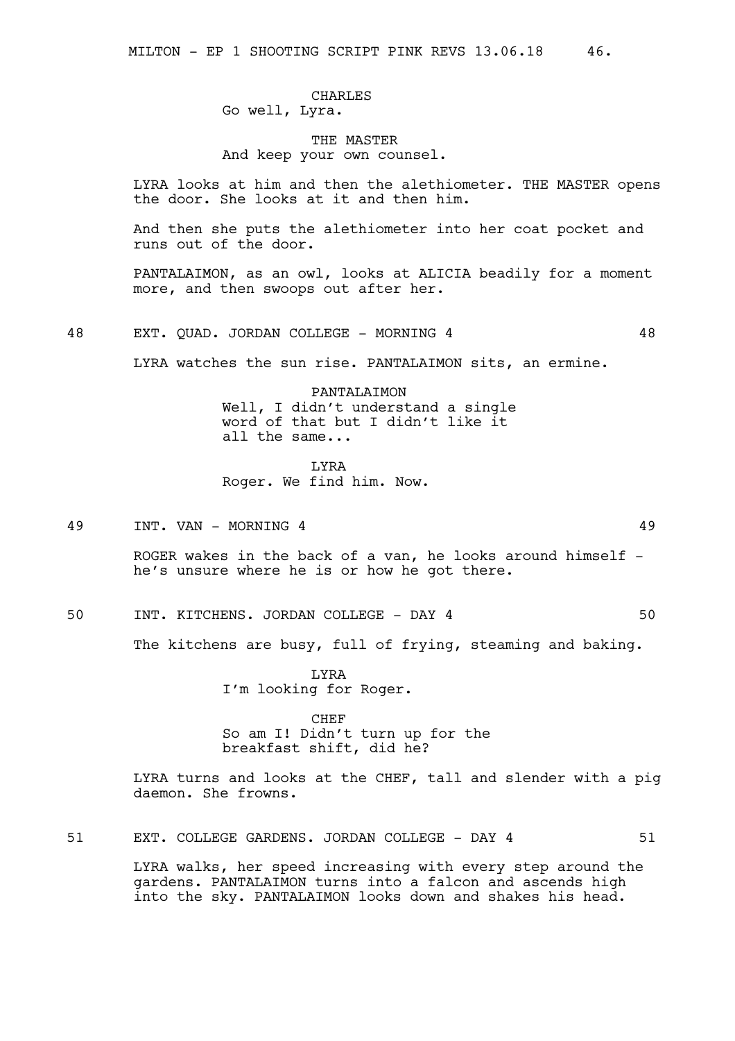CHARLES
Go well, Lyra.

THE MASTER
And keep your own counsel.

LYRA looks at him and then the alethiometer. THE MASTER opens the door. She looks at it and then him.

And then she puts the alethiometer into her coat pocket and runs out of the door.

PANTALAIMON, as an owl, looks at ALICIA beadily for a moment more, and then swoops out after her.

48 EXT. QUAD. JORDAN COLLEGE - MORNING 4 48

LYRA watches the sun rise. PANTALAIMON sits, an ermine.

PANTALAIMON
Well, I didn't understand a single word of that but I didn't like it all the same...

LYRA
Roger. We find him. Now.

49 INT. VAN - MORNING 4 49

ROGER wakes in the back of a van, he looks around himself - he's unsure where he is or how he got there.

50 INT. KITCHENS. JORDAN COLLEGE - DAY 4 50

The kitchens are busy, full of frying, steaming and baking.

LYRA
I'm looking for Roger.

CHEF
So am I! Didn't turn up for the breakfast shift, did he?

LYRA turns and looks at the CHEF, tall and slender with a pig daemon. She frowns.

51 EXT. COLLEGE GARDENS. JORDAN COLLEGE - DAY 4 51

LYRA walks, her speed increasing with every step around the gardens. PANTALAIMON turns into a falcon and ascends high into the sky. PANTALAIMON looks down and shakes his head.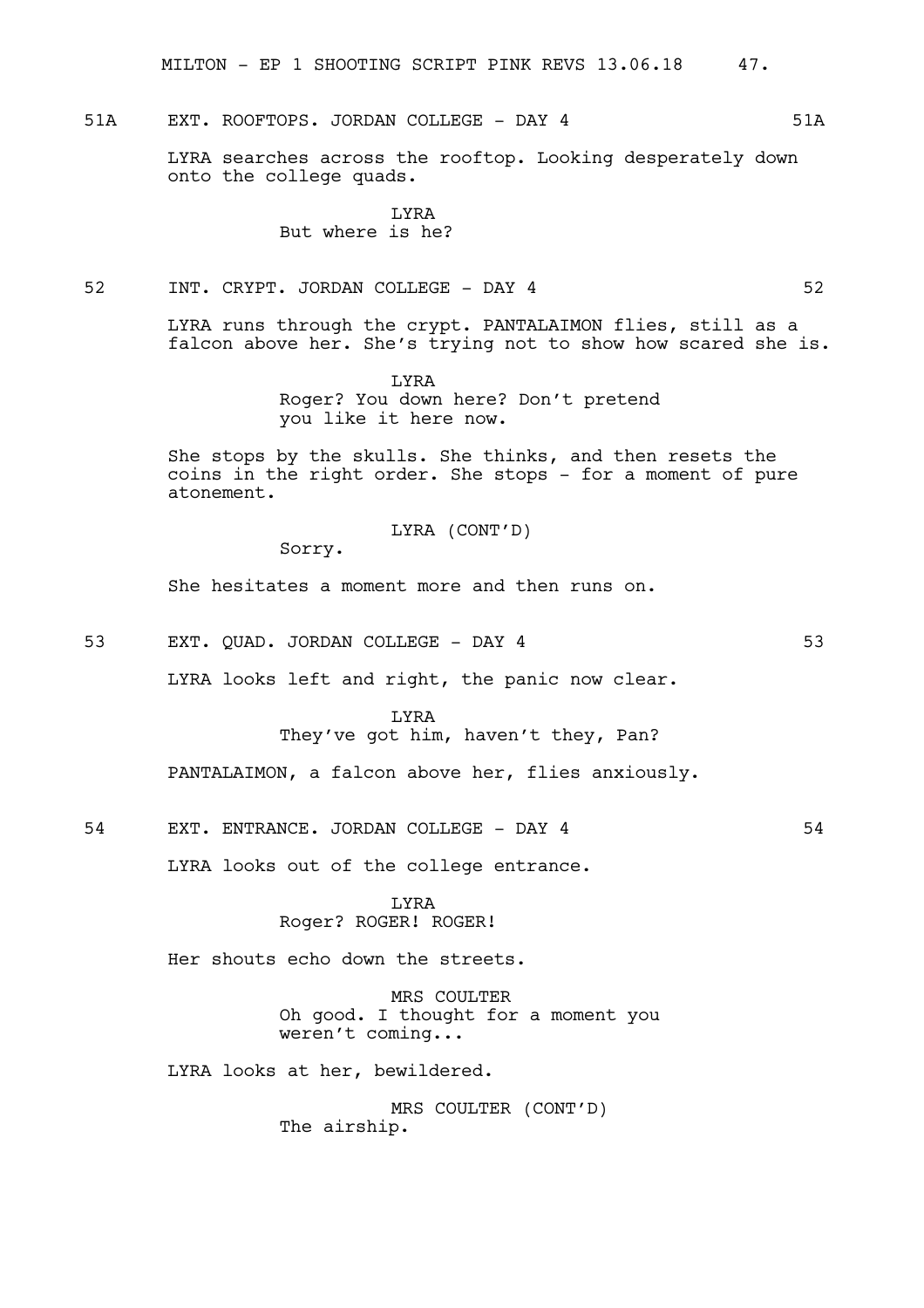51A EXT. ROOFTOPS. JORDAN COLLEGE - DAY 4 51A

LYRA searches across the rooftop. Looking desperately down onto the college quads.

LYRA
But where is he?

52 INT. CRYPT. JORDAN COLLEGE - DAY 4 52

LYRA runs through the crypt. PANTALAIMON flies, still as a falcon above her. She's trying not to show how scared she is.

LYRA
Roger? You down here? Don't pretend you like it here now.

She stops by the skulls. She thinks, and then resets the coins in the right order. She stops - for a moment of pure atonement.

LYRA (CONT'D)
Sorry.

She hesitates a moment more and then runs on.

53 EXT. QUAD. JORDAN COLLEGE - DAY 4 53

LYRA looks left and right, the panic now clear.

LYRA
They've got him, haven't they, Pan?

PANTALAIMON, a falcon above her, flies anxiously.

54 EXT. ENTRANCE. JORDAN COLLEGE - DAY 4 54

LYRA looks out of the college entrance.

LYRA
Roger? ROGER! ROGER!

Her shouts echo down the streets.

MRS COULTER
Oh good. I thought for a moment you weren't coming...

LYRA looks at her, bewildered.

MRS COULTER (CONT'D)
The airship.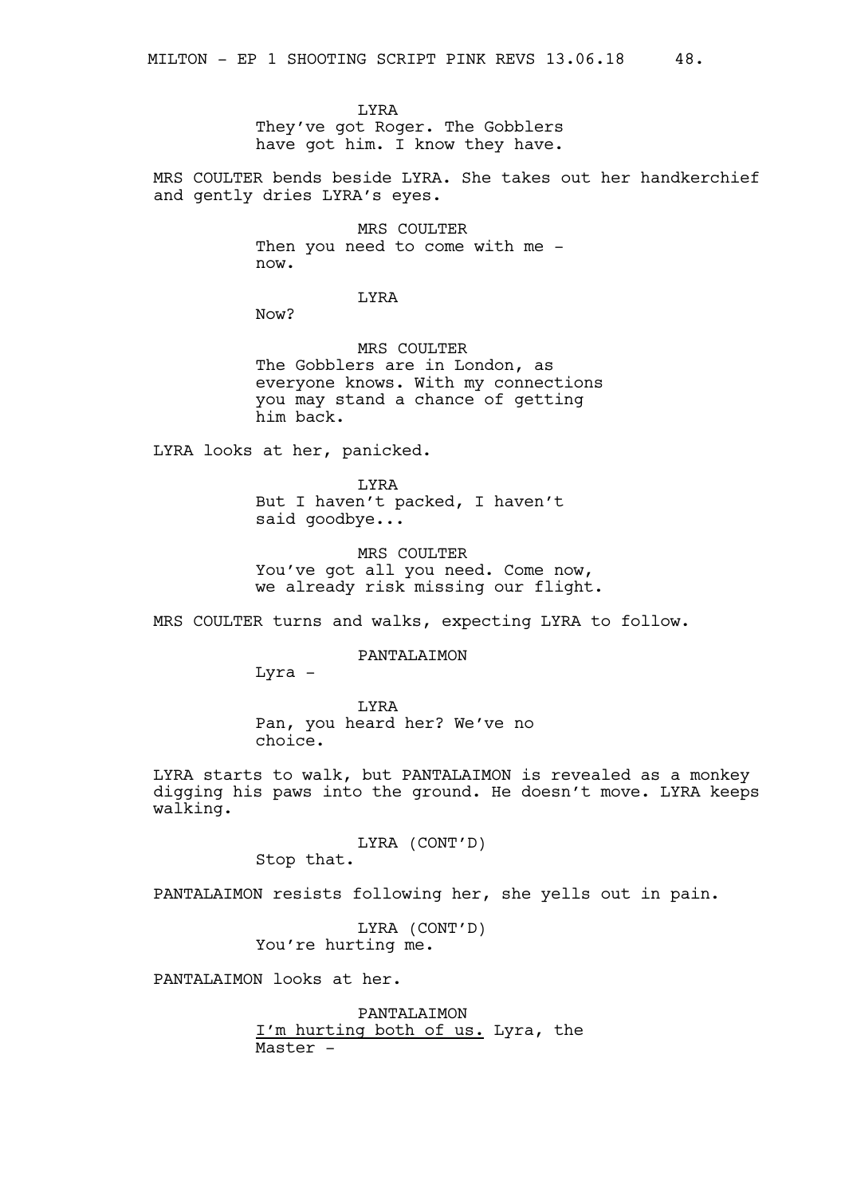LYRA
They've got Roger. The Gobblers have got him. I know they have.

MRS COULTER bends beside LYRA. She takes out her handkerchief and gently dries LYRA's eyes.

MRS COULTER
Then you need to come with me - now.

LYRA
Now?

MRS COULTER
The Gobblers are in London, as everyone knows. With my connections you may stand a chance of getting him back.

LYRA looks at her, panicked.

LYRA
But I haven't packed, I haven't said goodbye...

MRS COULTER
You've got all you need. Come now, we already risk missing our flight.

MRS COULTER turns and walks, expecting LYRA to follow.

PANTALAIMON
Lyra -

LYRA
Pan, you heard her? We've no choice.

LYRA starts to walk, but PANTALAIMON is revealed as a monkey digging his paws into the ground. He doesn't move. LYRA keeps walking.

LYRA (CONT'D)
Stop that.

PANTALAIMON resists following her, she yells out in pain.

LYRA (CONT'D)
You're hurting me.

PANTALAIMON looks at her.

PANTALAIMON
<u>I'm hurting both of us.</u> Lyra, the Master -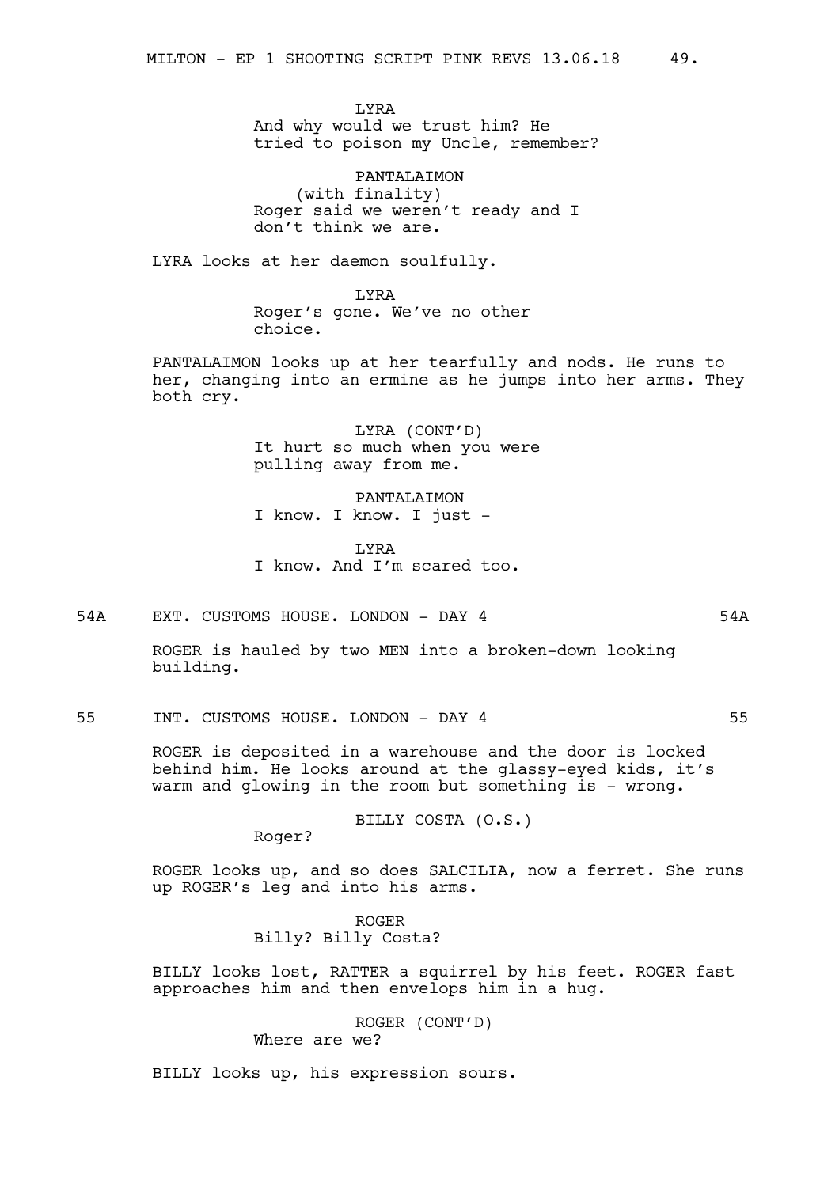LYRA
And why would we trust him? He tried to poison my Uncle, remember?

PANTALAIMON
(with finality)
Roger said we weren't ready and I don't think we are.

LYRA looks at her daemon soulfully.

LYRA
Roger's gone. We've no other choice.

PANTALAIMON looks up at her tearfully and nods. He runs to her, changing into an ermine as he jumps into her arms. They both cry.

LYRA (CONT'D)
It hurt so much when you were pulling away from me.

PANTALAIMON
I know. I know. I just -

LYRA
I know. And I'm scared too.

54A EXT. CUSTOMS HOUSE. LONDON - DAY 4 54A

ROGER is hauled by two MEN into a broken-down looking building.

55 INT. CUSTOMS HOUSE. LONDON - DAY 4 55

ROGER is deposited in a warehouse and the door is locked behind him. He looks around at the glassy-eyed kids, it's warm and glowing in the room but something is - wrong.

BILLY COSTA (O.S.)
Roger?

ROGER looks up, and so does SALCILIA, now a ferret. She runs up ROGER's leg and into his arms.

ROGER
Billy? Billy Costa?

BILLY looks lost, RATTER a squirrel by his feet. ROGER fast approaches him and then envelops him in a hug.

ROGER (CONT'D)
Where are we?

BILLY looks up, his expression sours.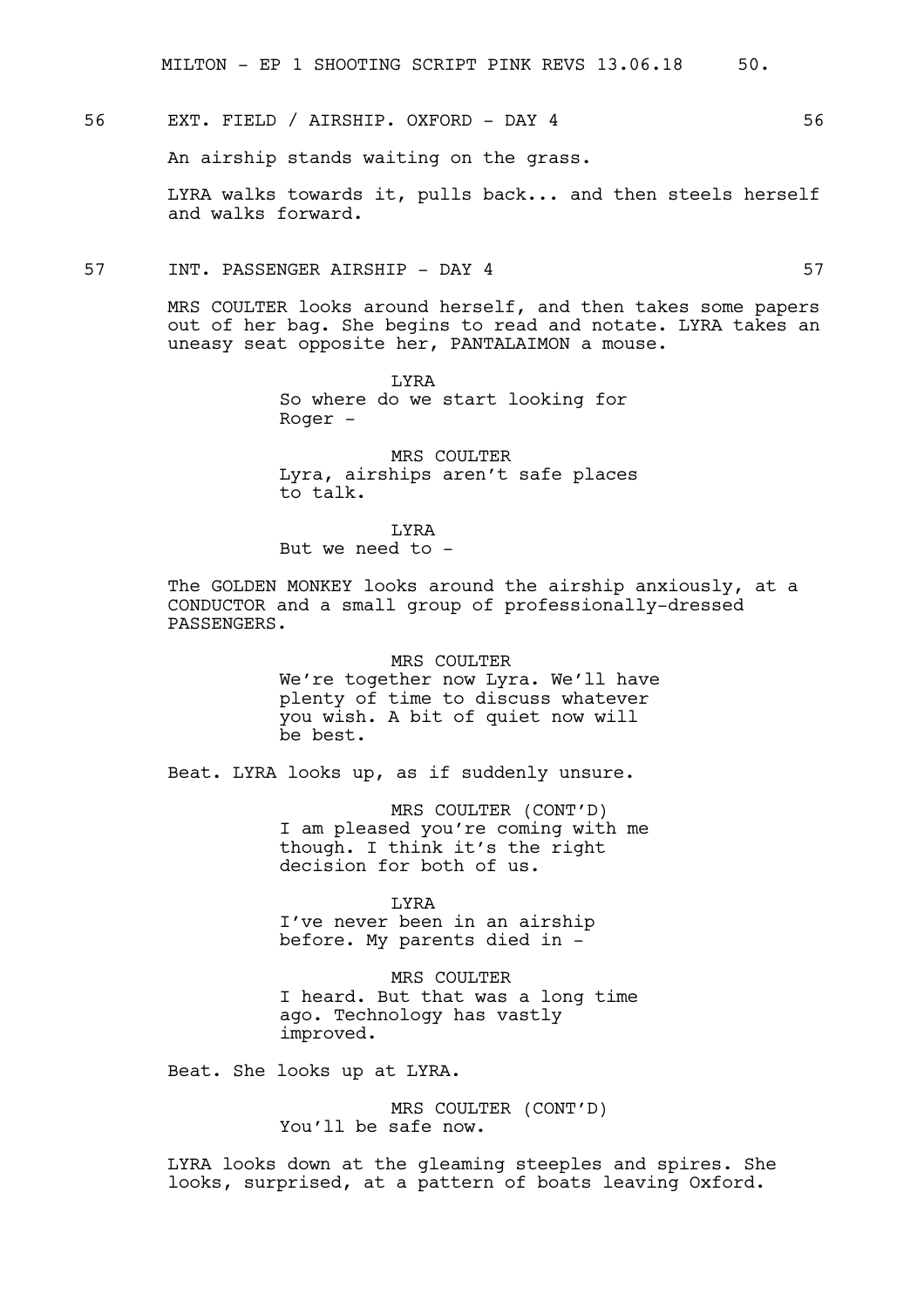56 EXT. FIELD / AIRSHIP. OXFORD - DAY 4 56

An airship stands waiting on the grass.

LYRA walks towards it, pulls back... and then steels herself and walks forward.

57 INT. PASSENGER AIRSHIP - DAY 4 57

MRS COULTER looks around herself, and then takes some papers out of her bag. She begins to read and notate. LYRA takes an uneasy seat opposite her, PANTALAIMON a mouse.

LYRA
So where do we start looking for Roger -

MRS COULTER
Lyra, airships aren't safe places to talk.

LYRA
But we need to -

The GOLDEN MONKEY looks around the airship anxiously, at a CONDUCTOR and a small group of professionally-dressed PASSENGERS.

MRS COULTER
We're together now Lyra. We'll have plenty of time to discuss whatever you wish. A bit of quiet now will be best.

Beat. LYRA looks up, as if suddenly unsure.

MRS COULTER (CONT'D)
I am pleased you're coming with me though. I think it's the right decision for both of us.

LYRA
I've never been in an airship before. My parents died in -

MRS COULTER
I heard. But that was a long time ago. Technology has vastly improved.

Beat. She looks up at LYRA.

MRS COULTER (CONT'D)
You'll be safe now.

LYRA looks down at the gleaming steeples and spires. She looks, surprised, at a pattern of boats leaving Oxford.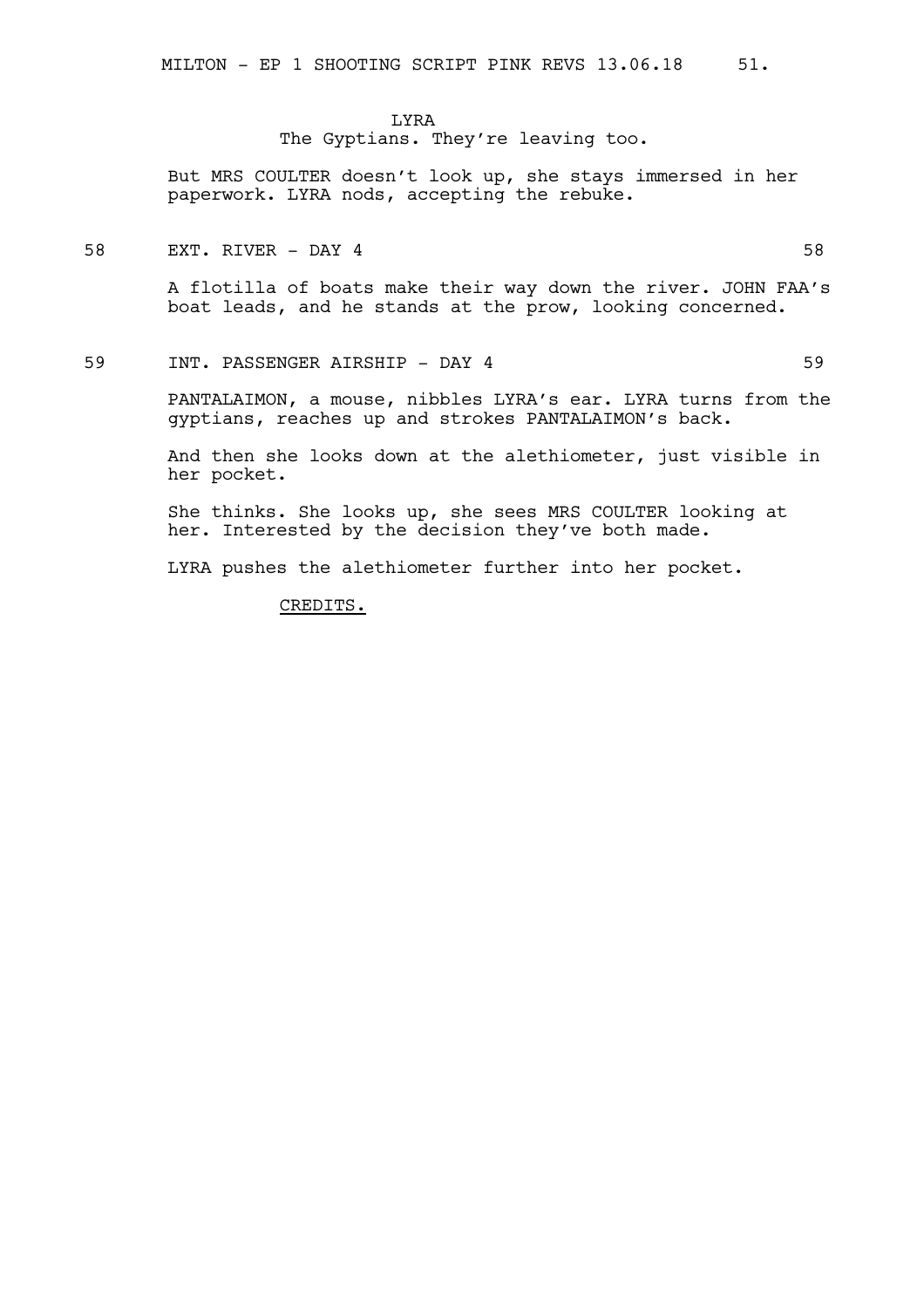LYRA

The Gyptians. They're leaving too.

But MRS COULTER doesn't look up, she stays immersed in her paperwork. LYRA nods, accepting the rebuke.

58 EXT. RIVER - DAY 4 58

A flotilla of boats make their way down the river. JOHN FAA's boat leads, and he stands at the prow, looking concerned.

59 INT. PASSENGER AIRSHIP - DAY 4 59

PANTALAIMON, a mouse, nibbles LYRA's ear. LYRA turns from the gyptians, reaches up and strokes PANTALAIMON's back.

And then she looks down at the alethiometer, just visible in her pocket.

She thinks. She looks up, she sees MRS COULTER looking at her. Interested by the decision they've both made.

LYRA pushes the alethiometer further into her pocket.

CREDITS.